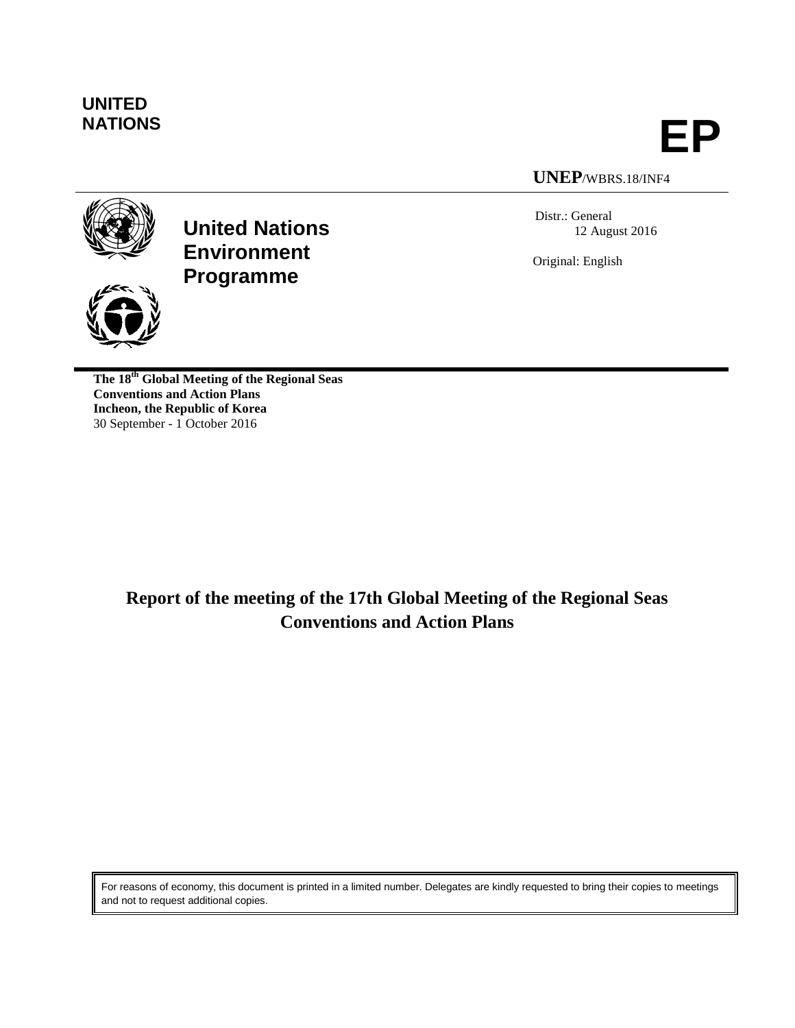**UNITED NATIONS**

# EP

**UNEP**/WBRS.18/INF4

**United Nations Environment Programme**

Distr.: General
12 August 2016

Original: English

**The 18th Global Meeting of the Regional Seas Conventions and Action Plans**
**Incheon, the Republic of Korea**
30 September - 1 October 2016

## Report of the meeting of the 17th Global Meeting of the Regional Seas Conventions and Action Plans

For reasons of economy, this document is printed in a limited number. Delegates are kindly requested to bring their copies to meetings and not to request additional copies.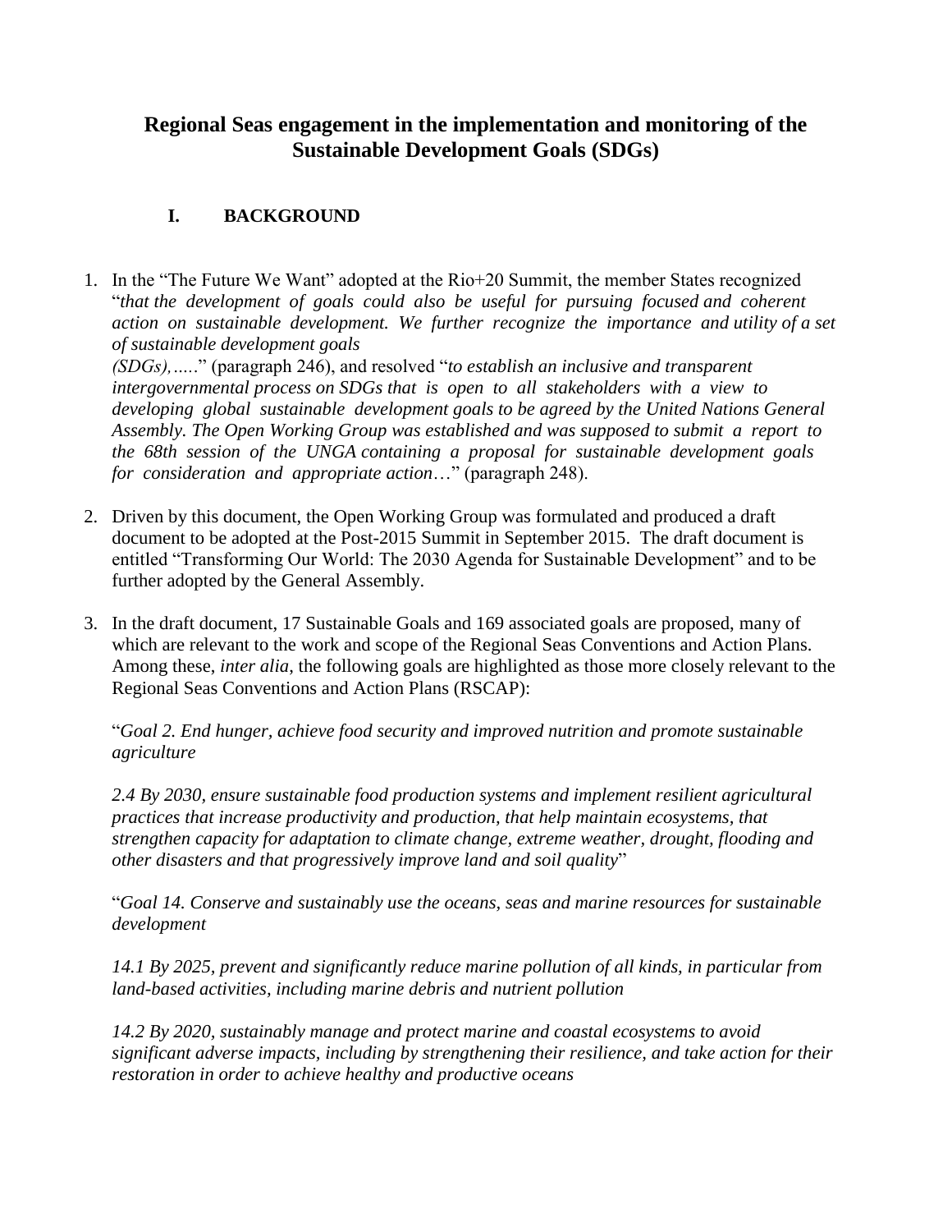# Regional Seas engagement in the implementation and monitoring of the Sustainable Development Goals (SDGs)

## I. BACKGROUND

1. In the "The Future We Want" adopted at the Rio+20 Summit, the member States recognized "*that the development of goals could also be useful for pursuing focused and coherent action on sustainable development. We further recognize the importance and utility of a set of sustainable development goals (SDGs),…..*" (paragraph 246), and resolved "*to establish an inclusive and transparent intergovernmental process on SDGs that is open to all stakeholders with a view to developing global sustainable development goals to be agreed by the United Nations General Assembly. The Open Working Group was established and was supposed to submit a report to the 68th session of the UNGA containing a proposal for sustainable development goals for consideration and appropriate action*…" (paragraph 248).

2. Driven by this document, the Open Working Group was formulated and produced a draft document to be adopted at the Post-2015 Summit in September 2015. The draft document is entitled "Transforming Our World: The 2030 Agenda for Sustainable Development" and to be further adopted by the General Assembly.

3. In the draft document, 17 Sustainable Goals and 169 associated goals are proposed, many of which are relevant to the work and scope of the Regional Seas Conventions and Action Plans. Among these, *inter alia*, the following goals are highlighted as those more closely relevant to the Regional Seas Conventions and Action Plans (RSCAP):

   "*Goal 2. End hunger, achieve food security and improved nutrition and promote sustainable agriculture*

   *2.4 By 2030, ensure sustainable food production systems and implement resilient agricultural practices that increase productivity and production, that help maintain ecosystems, that strengthen capacity for adaptation to climate change, extreme weather, drought, flooding and other disasters and that progressively improve land and soil quality*"

   "*Goal 14. Conserve and sustainably use the oceans, seas and marine resources for sustainable development*

   *14.1 By 2025, prevent and significantly reduce marine pollution of all kinds, in particular from land-based activities, including marine debris and nutrient pollution*

   *14.2 By 2020, sustainably manage and protect marine and coastal ecosystems to avoid significant adverse impacts, including by strengthening their resilience, and take action for their restoration in order to achieve healthy and productive oceans*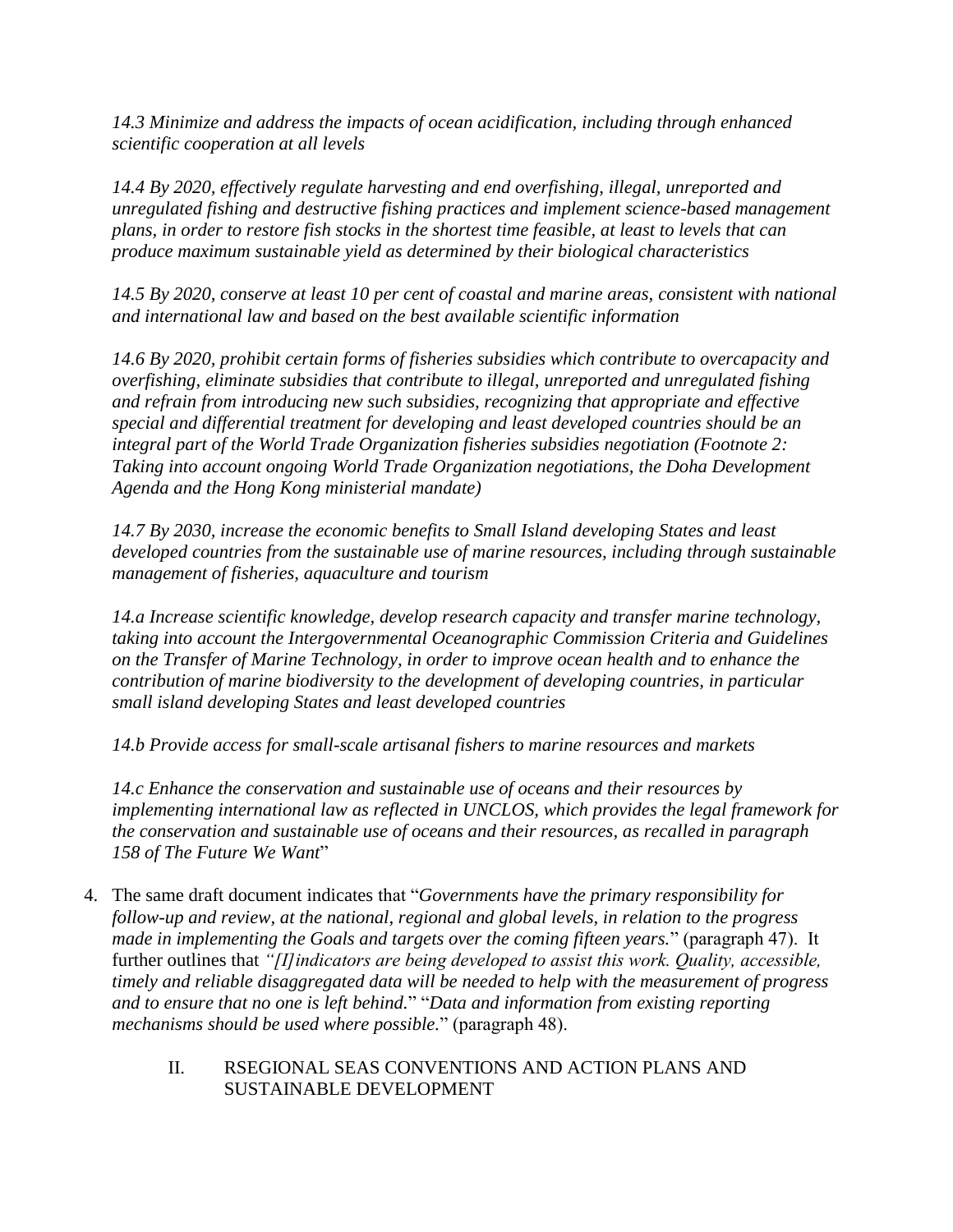*14.3 Minimize and address the impacts of ocean acidification, including through enhanced scientific cooperation at all levels*

*14.4 By 2020, effectively regulate harvesting and end overfishing, illegal, unreported and unregulated fishing and destructive fishing practices and implement science-based management plans, in order to restore fish stocks in the shortest time feasible, at least to levels that can produce maximum sustainable yield as determined by their biological characteristics*

*14.5 By 2020, conserve at least 10 per cent of coastal and marine areas, consistent with national and international law and based on the best available scientific information*

*14.6 By 2020, prohibit certain forms of fisheries subsidies which contribute to overcapacity and overfishing, eliminate subsidies that contribute to illegal, unreported and unregulated fishing and refrain from introducing new such subsidies, recognizing that appropriate and effective special and differential treatment for developing and least developed countries should be an integral part of the World Trade Organization fisheries subsidies negotiation (Footnote 2: Taking into account ongoing World Trade Organization negotiations, the Doha Development Agenda and the Hong Kong ministerial mandate)*

*14.7 By 2030, increase the economic benefits to Small Island developing States and least developed countries from the sustainable use of marine resources, including through sustainable management of fisheries, aquaculture and tourism*

*14.a Increase scientific knowledge, develop research capacity and transfer marine technology, taking into account the Intergovernmental Oceanographic Commission Criteria and Guidelines on the Transfer of Marine Technology, in order to improve ocean health and to enhance the contribution of marine biodiversity to the development of developing countries, in particular small island developing States and least developed countries*

*14.b Provide access for small-scale artisanal fishers to marine resources and markets*

*14.c Enhance the conservation and sustainable use of oceans and their resources by implementing international law as reflected in UNCLOS, which provides the legal framework for the conservation and sustainable use of oceans and their resources, as recalled in paragraph 158 of The Future We Want*"

4. The same draft document indicates that "*Governments have the primary responsibility for follow-up and review, at the national, regional and global levels, in relation to the progress made in implementing the Goals and targets over the coming fifteen years.*" (paragraph 47). It further outlines that *"[I]indicators are being developed to assist this work. Quality, accessible, timely and reliable disaggregated data will be needed to help with the measurement of progress and to ensure that no one is left behind.*" "*Data and information from existing reporting mechanisms should be used where possible.*" (paragraph 48).

## II. RSEGIONAL SEAS CONVENTIONS AND ACTION PLANS AND SUSTAINABLE DEVELOPMENT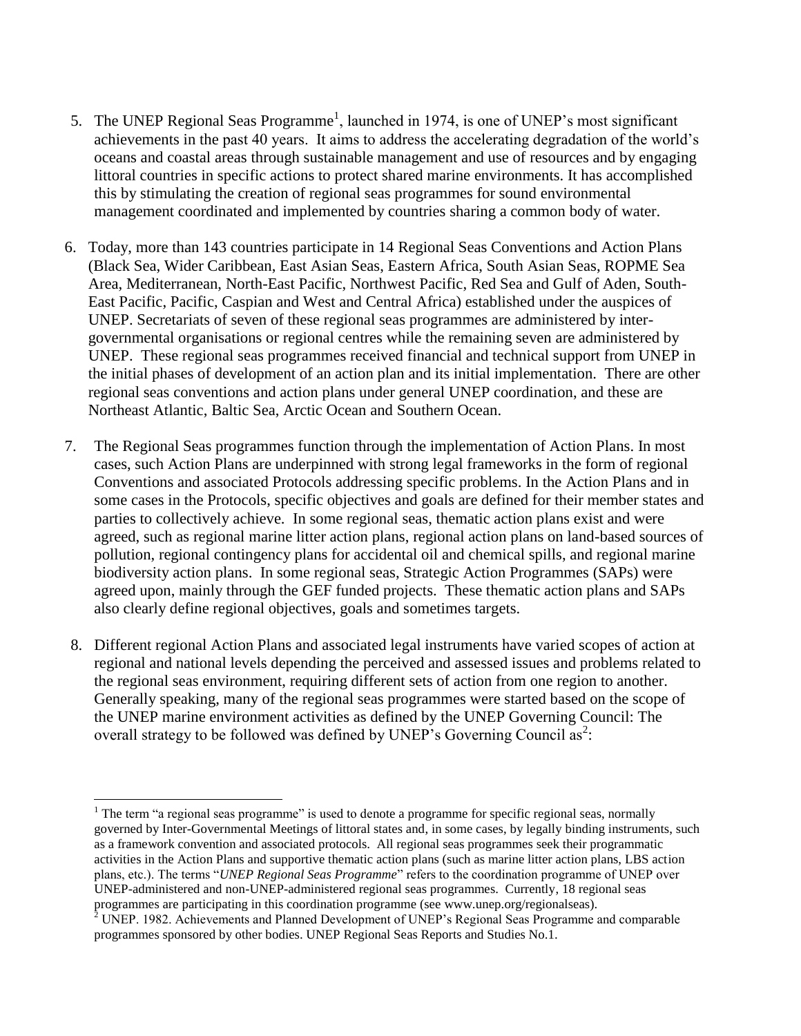5. The UNEP Regional Seas Programme[1], launched in 1974, is one of UNEP's most significant achievements in the past 40 years. It aims to address the accelerating degradation of the world's oceans and coastal areas through sustainable management and use of resources and by engaging littoral countries in specific actions to protect shared marine environments. It has accomplished this by stimulating the creation of regional seas programmes for sound environmental management coordinated and implemented by countries sharing a common body of water.

6. Today, more than 143 countries participate in 14 Regional Seas Conventions and Action Plans (Black Sea, Wider Caribbean, East Asian Seas, Eastern Africa, South Asian Seas, ROPME Sea Area, Mediterranean, North-East Pacific, Northwest Pacific, Red Sea and Gulf of Aden, South-East Pacific, Pacific, Caspian and West and Central Africa) established under the auspices of UNEP. Secretariats of seven of these regional seas programmes are administered by inter-governmental organisations or regional centres while the remaining seven are administered by UNEP. These regional seas programmes received financial and technical support from UNEP in the initial phases of development of an action plan and its initial implementation. There are other regional seas conventions and action plans under general UNEP coordination, and these are Northeast Atlantic, Baltic Sea, Arctic Ocean and Southern Ocean.

7. The Regional Seas programmes function through the implementation of Action Plans. In most cases, such Action Plans are underpinned with strong legal frameworks in the form of regional Conventions and associated Protocols addressing specific problems. In the Action Plans and in some cases in the Protocols, specific objectives and goals are defined for their member states and parties to collectively achieve. In some regional seas, thematic action plans exist and were agreed, such as regional marine litter action plans, regional action plans on land-based sources of pollution, regional contingency plans for accidental oil and chemical spills, and regional marine biodiversity action plans. In some regional seas, Strategic Action Programmes (SAPs) were agreed upon, mainly through the GEF funded projects. These thematic action plans and SAPs also clearly define regional objectives, goals and sometimes targets.

8. Different regional Action Plans and associated legal instruments have varied scopes of action at regional and national levels depending the perceived and assessed issues and problems related to the regional seas environment, requiring different sets of action from one region to another. Generally speaking, many of the regional seas programmes were started based on the scope of the UNEP marine environment activities as defined by the UNEP Governing Council: The overall strategy to be followed was defined by UNEP's Governing Council as[2]:

---

[1] The term "a regional seas programme" is used to denote a programme for specific regional seas, normally governed by Inter-Governmental Meetings of littoral states and, in some cases, by legally binding instruments, such as a framework convention and associated protocols. All regional seas programmes seek their programmatic activities in the Action Plans and supportive thematic action plans (such as marine litter action plans, LBS action plans, etc.). The terms "*UNEP Regional Seas Programme*" refers to the coordination programme of UNEP over UNEP-administered and non-UNEP-administered regional seas programmes. Currently, 18 regional seas programmes are participating in this coordination programme (see www.unep.org/regionalseas).

[2] UNEP. 1982. Achievements and Planned Development of UNEP's Regional Seas Programme and comparable programmes sponsored by other bodies. UNEP Regional Seas Reports and Studies No.1.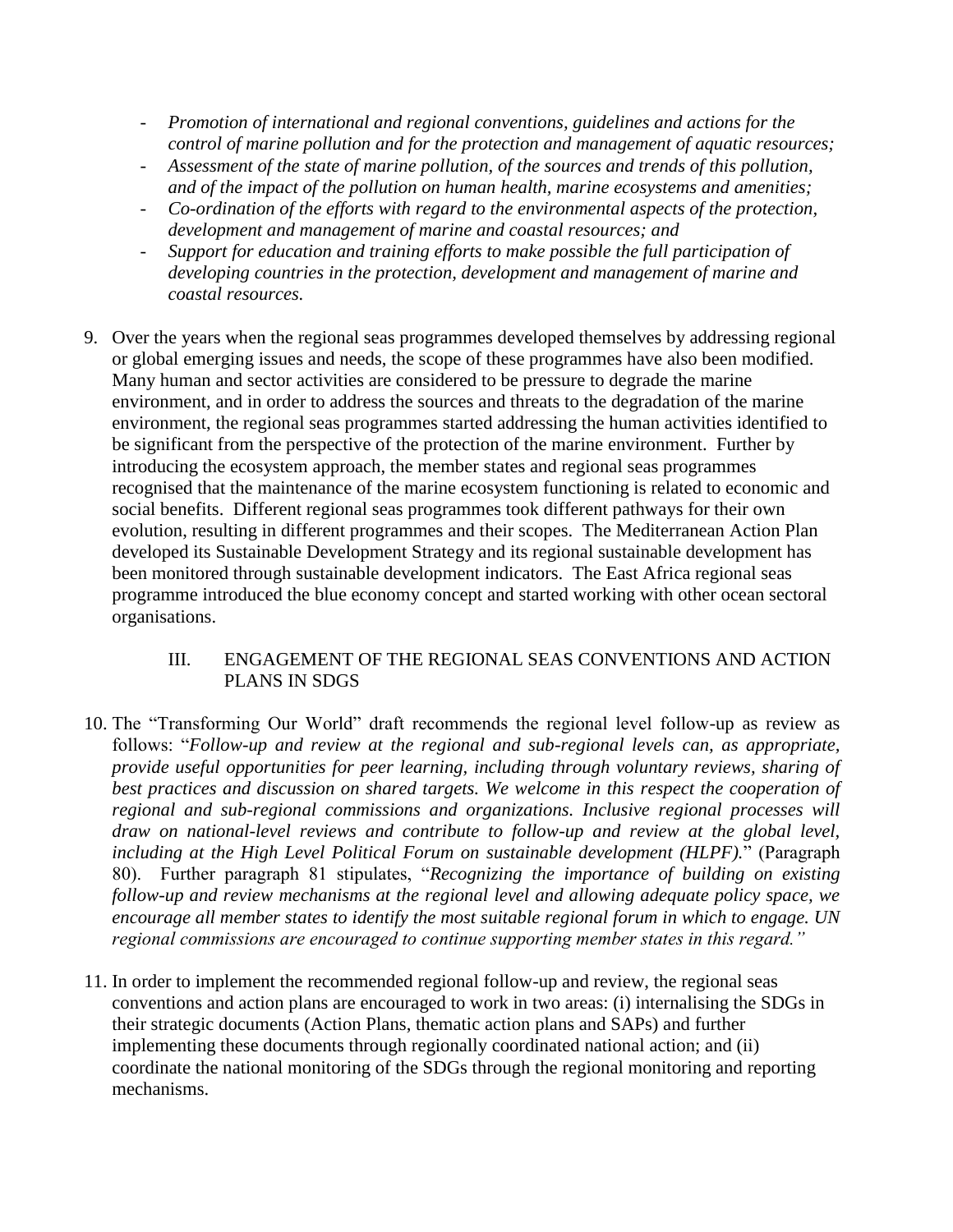- *Promotion of international and regional conventions, guidelines and actions for the control of marine pollution and for the protection and management of aquatic resources;*
- *Assessment of the state of marine pollution, of the sources and trends of this pollution, and of the impact of the pollution on human health, marine ecosystems and amenities;*
- *Co-ordination of the efforts with regard to the environmental aspects of the protection, development and management of marine and coastal resources; and*
- *Support for education and training efforts to make possible the full participation of developing countries in the protection, development and management of marine and coastal resources.*

9. Over the years when the regional seas programmes developed themselves by addressing regional or global emerging issues and needs, the scope of these programmes have also been modified. Many human and sector activities are considered to be pressure to degrade the marine environment, and in order to address the sources and threats to the degradation of the marine environment, the regional seas programmes started addressing the human activities identified to be significant from the perspective of the protection of the marine environment. Further by introducing the ecosystem approach, the member states and regional seas programmes recognised that the maintenance of the marine ecosystem functioning is related to economic and social benefits. Different regional seas programmes took different pathways for their own evolution, resulting in different programmes and their scopes. The Mediterranean Action Plan developed its Sustainable Development Strategy and its regional sustainable development has been monitored through sustainable development indicators. The East Africa regional seas programme introduced the blue economy concept and started working with other ocean sectoral organisations.

## III. ENGAGEMENT OF THE REGIONAL SEAS CONVENTIONS AND ACTION PLANS IN SDGS

10. The "Transforming Our World" draft recommends the regional level follow-up as review as follows: "*Follow-up and review at the regional and sub-regional levels can, as appropriate, provide useful opportunities for peer learning, including through voluntary reviews, sharing of best practices and discussion on shared targets. We welcome in this respect the cooperation of regional and sub-regional commissions and organizations. Inclusive regional processes will draw on national-level reviews and contribute to follow-up and review at the global level, including at the High Level Political Forum on sustainable development (HLPF).*" (Paragraph 80). Further paragraph 81 stipulates, "*Recognizing the importance of building on existing follow-up and review mechanisms at the regional level and allowing adequate policy space, we encourage all member states to identify the most suitable regional forum in which to engage. UN regional commissions are encouraged to continue supporting member states in this regard.*"

11. In order to implement the recommended regional follow-up and review, the regional seas conventions and action plans are encouraged to work in two areas: (i) internalising the SDGs in their strategic documents (Action Plans, thematic action plans and SAPs) and further implementing these documents through regionally coordinated national action; and (ii) coordinate the national monitoring of the SDGs through the regional monitoring and reporting mechanisms.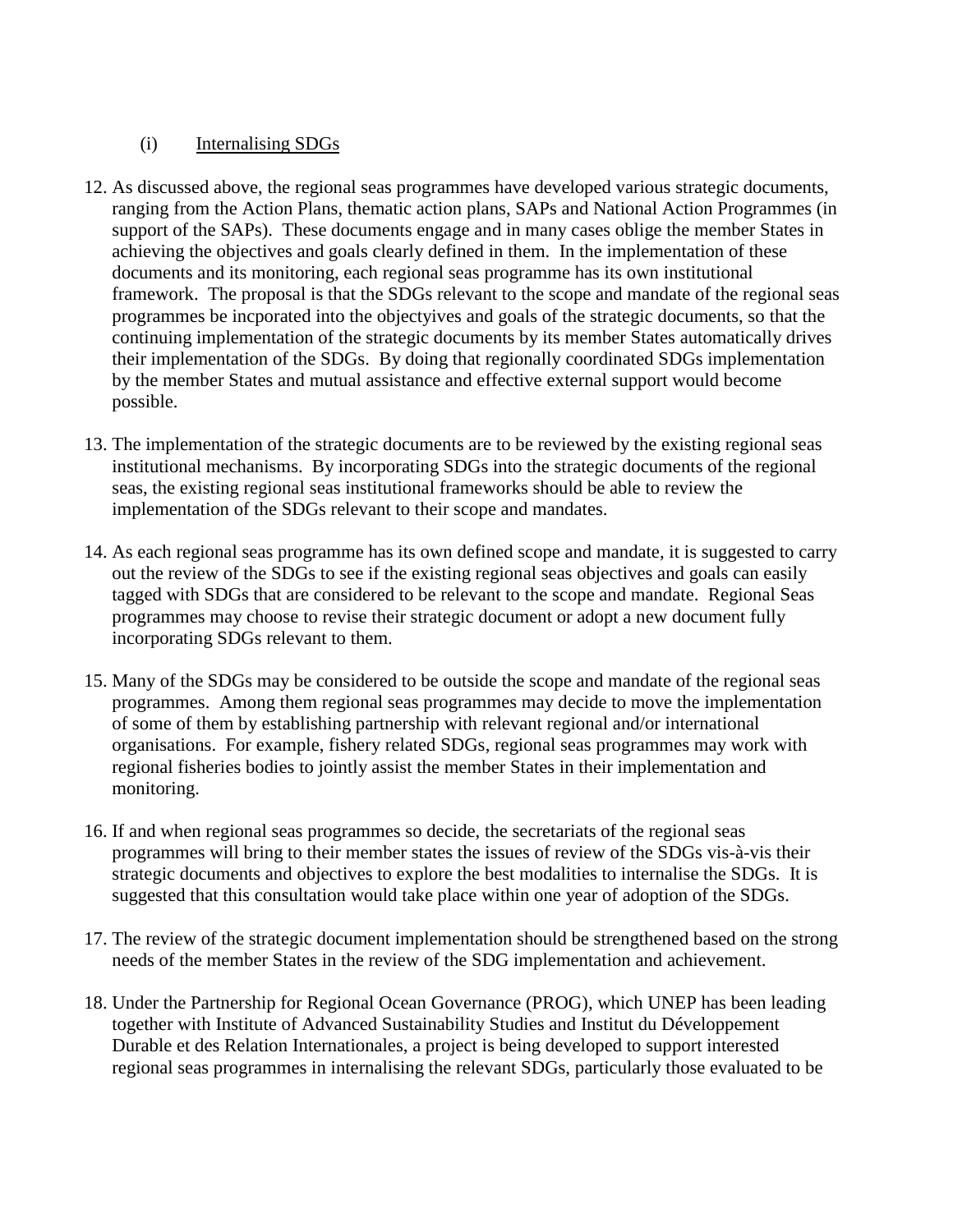(i) Internalising SDGs

12. As discussed above, the regional seas programmes have developed various strategic documents, ranging from the Action Plans, thematic action plans, SAPs and National Action Programmes (in support of the SAPs). These documents engage and in many cases oblige the member States in achieving the objectives and goals clearly defined in them. In the implementation of these documents and its monitoring, each regional seas programme has its own institutional framework. The proposal is that the SDGs relevant to the scope and mandate of the regional seas programmes be incporated into the objectyives and goals of the strategic documents, so that the continuing implementation of the strategic documents by its member States automatically drives their implementation of the SDGs. By doing that regionally coordinated SDGs implementation by the member States and mutual assistance and effective external support would become possible.

13. The implementation of the strategic documents are to be reviewed by the existing regional seas institutional mechanisms. By incorporating SDGs into the strategic documents of the regional seas, the existing regional seas institutional frameworks should be able to review the implementation of the SDGs relevant to their scope and mandates.

14. As each regional seas programme has its own defined scope and mandate, it is suggested to carry out the review of the SDGs to see if the existing regional seas objectives and goals can easily tagged with SDGs that are considered to be relevant to the scope and mandate. Regional Seas programmes may choose to revise their strategic document or adopt a new document fully incorporating SDGs relevant to them.

15. Many of the SDGs may be considered to be outside the scope and mandate of the regional seas programmes. Among them regional seas programmes may decide to move the implementation of some of them by establishing partnership with relevant regional and/or international organisations. For example, fishery related SDGs, regional seas programmes may work with regional fisheries bodies to jointly assist the member States in their implementation and monitoring.

16. If and when regional seas programmes so decide, the secretariats of the regional seas programmes will bring to their member states the issues of review of the SDGs vis-à-vis their strategic documents and objectives to explore the best modalities to internalise the SDGs. It is suggested that this consultation would take place within one year of adoption of the SDGs.

17. The review of the strategic document implementation should be strengthened based on the strong needs of the member States in the review of the SDG implementation and achievement.

18. Under the Partnership for Regional Ocean Governance (PROG), which UNEP has been leading together with Institute of Advanced Sustainability Studies and Institut du Développement Durable et des Relation Internationales, a project is being developed to support interested regional seas programmes in internalising the relevant SDGs, particularly those evaluated to be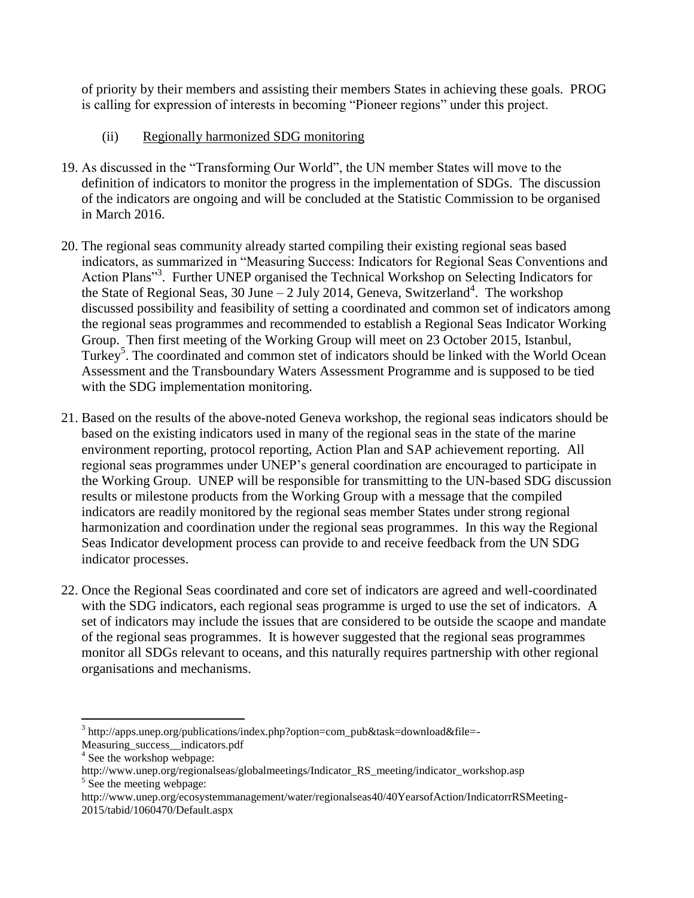of priority by their members and assisting their members States in achieving these goals. PROG is calling for expression of interests in becoming "Pioneer regions" under this project.

(ii) Regionally harmonized SDG monitoring

19. As discussed in the "Transforming Our World", the UN member States will move to the definition of indicators to monitor the progress in the implementation of SDGs. The discussion of the indicators are ongoing and will be concluded at the Statistic Commission to be organised in March 2016.

20. The regional seas community already started compiling their existing regional seas based indicators, as summarized in "Measuring Success: Indicators for Regional Seas Conventions and Action Plans"[3]. Further UNEP organised the Technical Workshop on Selecting Indicators for the State of Regional Seas, 30 June – 2 July 2014, Geneva, Switzerland[4]. The workshop discussed possibility and feasibility of setting a coordinated and common set of indicators among the regional seas programmes and recommended to establish a Regional Seas Indicator Working Group. Then first meeting of the Working Group will meet on 23 October 2015, Istanbul, Turkey[5]. The coordinated and common stet of indicators should be linked with the World Ocean Assessment and the Transboundary Waters Assessment Programme and is supposed to be tied with the SDG implementation monitoring.

21. Based on the results of the above-noted Geneva workshop, the regional seas indicators should be based on the existing indicators used in many of the regional seas in the state of the marine environment reporting, protocol reporting, Action Plan and SAP achievement reporting. All regional seas programmes under UNEP's general coordination are encouraged to participate in the Working Group. UNEP will be responsible for transmitting to the UN-based SDG discussion results or milestone products from the Working Group with a message that the compiled indicators are readily monitored by the regional seas member States under strong regional harmonization and coordination under the regional seas programmes. In this way the Regional Seas Indicator development process can provide to and receive feedback from the UN SDG indicator processes.

22. Once the Regional Seas coordinated and core set of indicators are agreed and well-coordinated with the SDG indicators, each regional seas programme is urged to use the set of indicators. A set of indicators may include the issues that are considered to be outside the scaope and mandate of the regional seas programmes. It is however suggested that the regional seas programmes monitor all SDGs relevant to oceans, and this naturally requires partnership with other regional organisations and mechanisms.

---

[3] http://apps.unep.org/publications/index.php?option=com_pub&task=download&file=-Measuring_success__indicators.pdf

[4] See the workshop webpage: http://www.unep.org/regionalseas/globalmeetings/Indicator_RS_meeting/indicator_workshop.asp

[5] See the meeting webpage: http://www.unep.org/ecosystemmanagement/water/regionalseas40/40YearsofAction/IndicatorrRSMeeting-2015/tabid/1060470/Default.aspx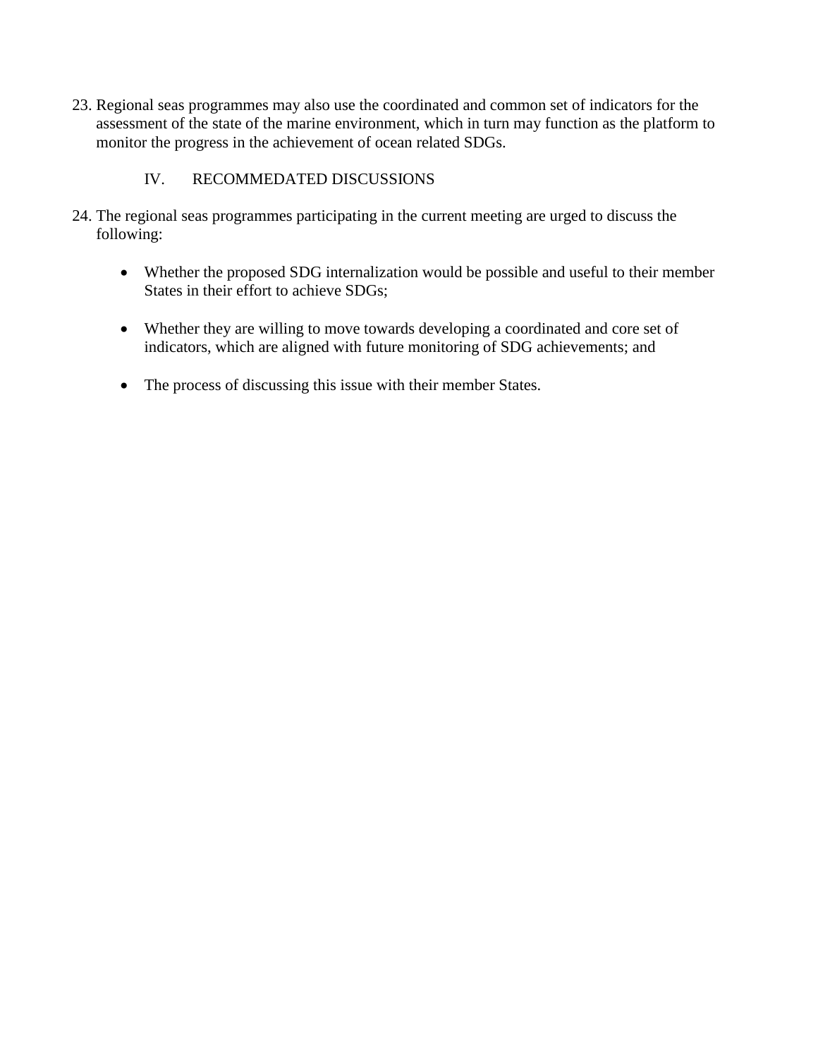23. Regional seas programmes may also use the coordinated and common set of indicators for the assessment of the state of the marine environment, which in turn may function as the platform to monitor the progress in the achievement of ocean related SDGs.

## IV. RECOMMEDATED DISCUSSIONS

24. The regional seas programmes participating in the current meeting are urged to discuss the following:

   - Whether the proposed SDG internalization would be possible and useful to their member States in their effort to achieve SDGs;

   - Whether they are willing to move towards developing a coordinated and core set of indicators, which are aligned with future monitoring of SDG achievements; and

   - The process of discussing this issue with their member States.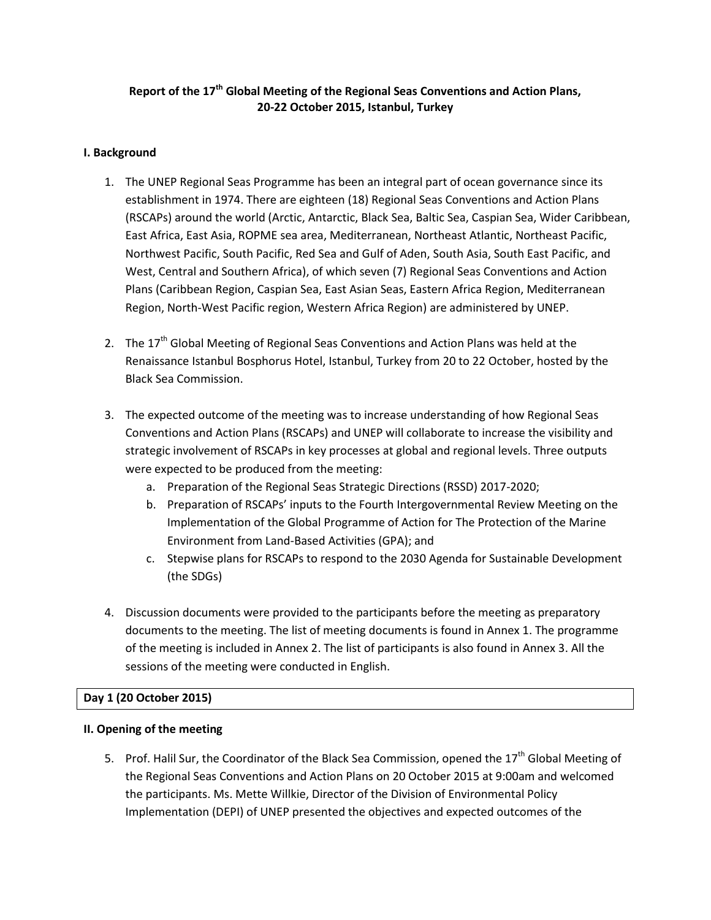**Report of the 17th Global Meeting of the Regional Seas Conventions and Action Plans, 20-22 October 2015, Istanbul, Turkey**

**I. Background**

1. The UNEP Regional Seas Programme has been an integral part of ocean governance since its establishment in 1974. There are eighteen (18) Regional Seas Conventions and Action Plans (RSCAPs) around the world (Arctic, Antarctic, Black Sea, Baltic Sea, Caspian Sea, Wider Caribbean, East Africa, East Asia, ROPME sea area, Mediterranean, Northeast Atlantic, Northeast Pacific, Northwest Pacific, South Pacific, Red Sea and Gulf of Aden, South Asia, South East Pacific, and West, Central and Southern Africa), of which seven (7) Regional Seas Conventions and Action Plans (Caribbean Region, Caspian Sea, East Asian Seas, Eastern Africa Region, Mediterranean Region, North-West Pacific region, Western Africa Region) are administered by UNEP.

2. The 17th Global Meeting of Regional Seas Conventions and Action Plans was held at the Renaissance Istanbul Bosphorus Hotel, Istanbul, Turkey from 20 to 22 October, hosted by the Black Sea Commission.

3. The expected outcome of the meeting was to increase understanding of how Regional Seas Conventions and Action Plans (RSCAPs) and UNEP will collaborate to increase the visibility and strategic involvement of RSCAPs in key processes at global and regional levels. Three outputs were expected to be produced from the meeting:
    a. Preparation of the Regional Seas Strategic Directions (RSSD) 2017-2020;
    b. Preparation of RSCAPs' inputs to the Fourth Intergovernmental Review Meeting on the Implementation of the Global Programme of Action for The Protection of the Marine Environment from Land-Based Activities (GPA); and
    c. Stepwise plans for RSCAPs to respond to the 2030 Agenda for Sustainable Development (the SDGs)

4. Discussion documents were provided to the participants before the meeting as preparatory documents to the meeting. The list of meeting documents is found in Annex 1. The programme of the meeting is included in Annex 2. The list of participants is also found in Annex 3. All the sessions of the meeting were conducted in English.

**Day 1 (20 October 2015)**

**II. Opening of the meeting**

5. Prof. Halil Sur, the Coordinator of the Black Sea Commission, opened the 17th Global Meeting of the Regional Seas Conventions and Action Plans on 20 October 2015 at 9:00am and welcomed the participants. Ms. Mette Willkie, Director of the Division of Environmental Policy Implementation (DEPI) of UNEP presented the objectives and expected outcomes of the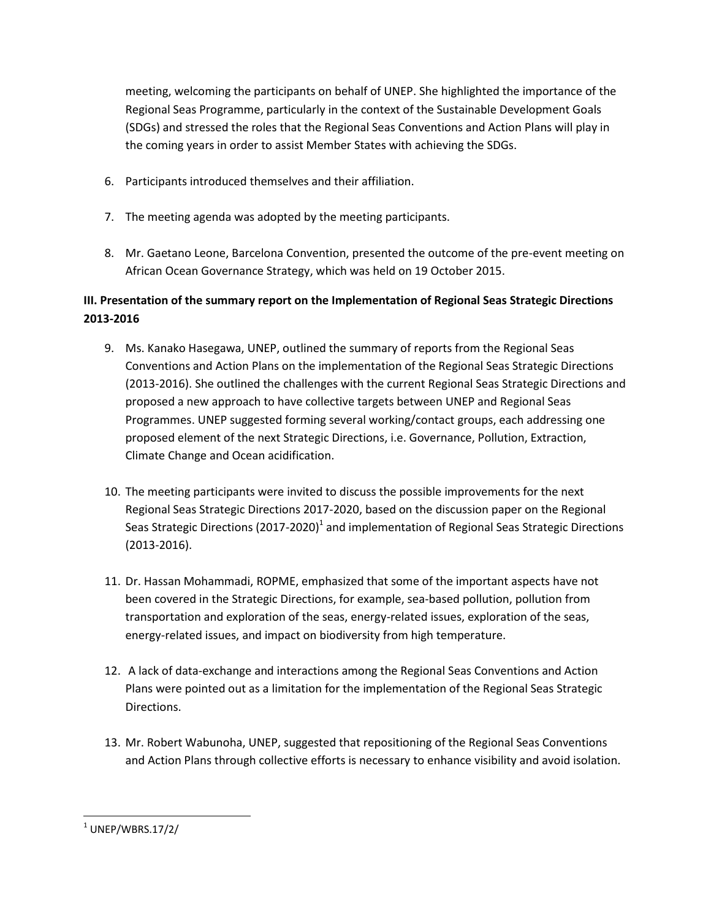meeting, welcoming the participants on behalf of UNEP. She highlighted the importance of the Regional Seas Programme, particularly in the context of the Sustainable Development Goals (SDGs) and stressed the roles that the Regional Seas Conventions and Action Plans will play in the coming years in order to assist Member States with achieving the SDGs.

6. Participants introduced themselves and their affiliation.

7. The meeting agenda was adopted by the meeting participants.

8. Mr. Gaetano Leone, Barcelona Convention, presented the outcome of the pre-event meeting on African Ocean Governance Strategy, which was held on 19 October 2015.

**III. Presentation of the summary report on the Implementation of Regional Seas Strategic Directions 2013-2016**

9. Ms. Kanako Hasegawa, UNEP, outlined the summary of reports from the Regional Seas Conventions and Action Plans on the implementation of the Regional Seas Strategic Directions (2013-2016). She outlined the challenges with the current Regional Seas Strategic Directions and proposed a new approach to have collective targets between UNEP and Regional Seas Programmes. UNEP suggested forming several working/contact groups, each addressing one proposed element of the next Strategic Directions, i.e. Governance, Pollution, Extraction, Climate Change and Ocean acidification.

10. The meeting participants were invited to discuss the possible improvements for the next Regional Seas Strategic Directions 2017-2020, based on the discussion paper on the Regional Seas Strategic Directions (2017-2020)[1] and implementation of Regional Seas Strategic Directions (2013-2016).

11. Dr. Hassan Mohammadi, ROPME, emphasized that some of the important aspects have not been covered in the Strategic Directions, for example, sea-based pollution, pollution from transportation and exploration of the seas, energy-related issues, exploration of the seas, energy-related issues, and impact on biodiversity from high temperature.

12. A lack of data-exchange and interactions among the Regional Seas Conventions and Action Plans were pointed out as a limitation for the implementation of the Regional Seas Strategic Directions.

13. Mr. Robert Wabunoha, UNEP, suggested that repositioning of the Regional Seas Conventions and Action Plans through collective efforts is necessary to enhance visibility and avoid isolation.

---

[1] UNEP/WBRS.17/2/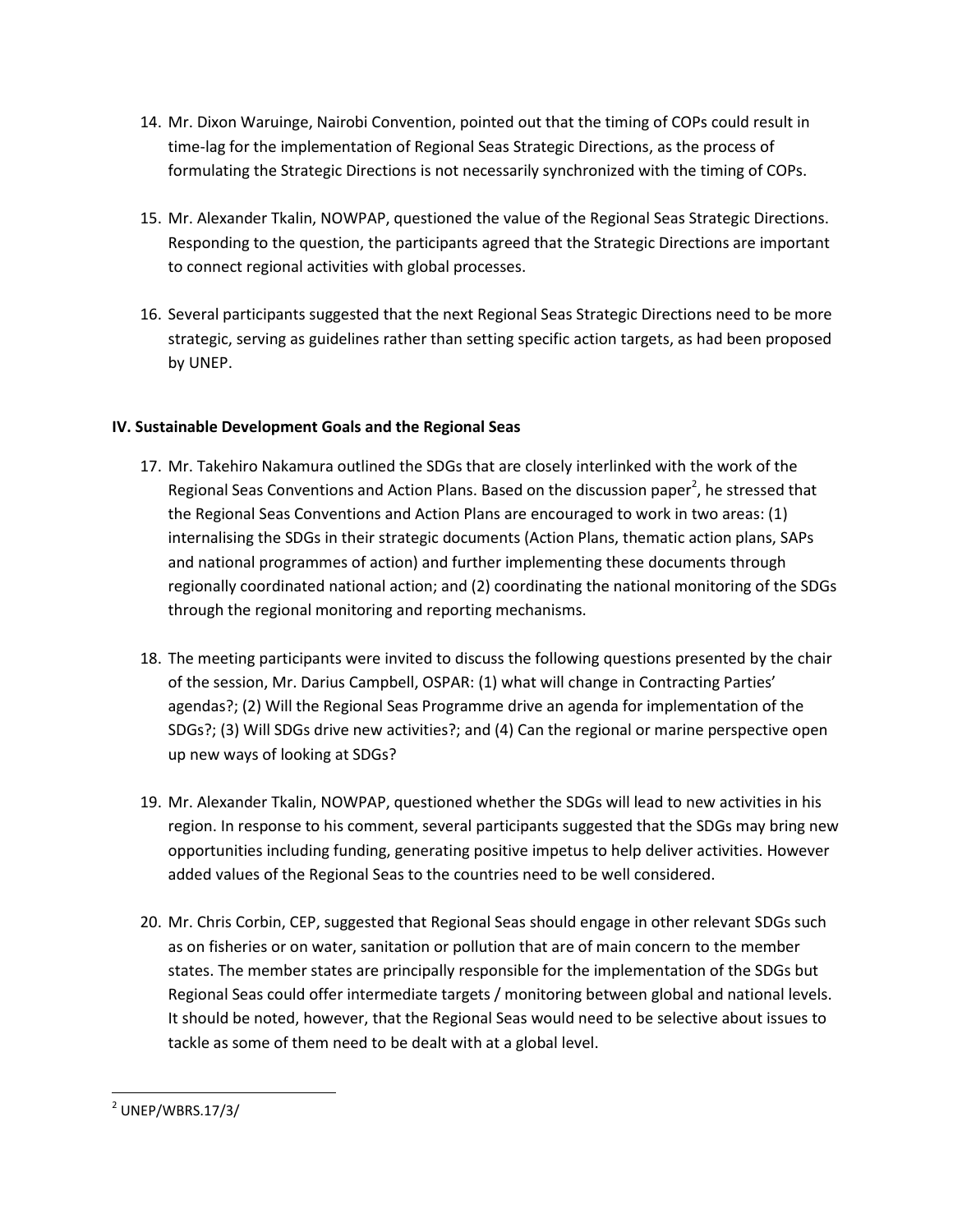14. Mr. Dixon Waruinge, Nairobi Convention, pointed out that the timing of COPs could result in time-lag for the implementation of Regional Seas Strategic Directions, as the process of formulating the Strategic Directions is not necessarily synchronized with the timing of COPs.

15. Mr. Alexander Tkalin, NOWPAP, questioned the value of the Regional Seas Strategic Directions. Responding to the question, the participants agreed that the Strategic Directions are important to connect regional activities with global processes.

16. Several participants suggested that the next Regional Seas Strategic Directions need to be more strategic, serving as guidelines rather than setting specific action targets, as had been proposed by UNEP.

**IV. Sustainable Development Goals and the Regional Seas**

17. Mr. Takehiro Nakamura outlined the SDGs that are closely interlinked with the work of the Regional Seas Conventions and Action Plans. Based on the discussion paper[2], he stressed that the Regional Seas Conventions and Action Plans are encouraged to work in two areas: (1) internalising the SDGs in their strategic documents (Action Plans, thematic action plans, SAPs and national programmes of action) and further implementing these documents through regionally coordinated national action; and (2) coordinating the national monitoring of the SDGs through the regional monitoring and reporting mechanisms.

18. The meeting participants were invited to discuss the following questions presented by the chair of the session, Mr. Darius Campbell, OSPAR: (1) what will change in Contracting Parties' agendas?; (2) Will the Regional Seas Programme drive an agenda for implementation of the SDGs?; (3) Will SDGs drive new activities?; and (4) Can the regional or marine perspective open up new ways of looking at SDGs?

19. Mr. Alexander Tkalin, NOWPAP, questioned whether the SDGs will lead to new activities in his region. In response to his comment, several participants suggested that the SDGs may bring new opportunities including funding, generating positive impetus to help deliver activities. However added values of the Regional Seas to the countries need to be well considered.

20. Mr. Chris Corbin, CEP, suggested that Regional Seas should engage in other relevant SDGs such as on fisheries or on water, sanitation or pollution that are of main concern to the member states. The member states are principally responsible for the implementation of the SDGs but Regional Seas could offer intermediate targets / monitoring between global and national levels. It should be noted, however, that the Regional Seas would need to be selective about issues to tackle as some of them need to be dealt with at a global level.

---

[2] UNEP/WBRS.17/3/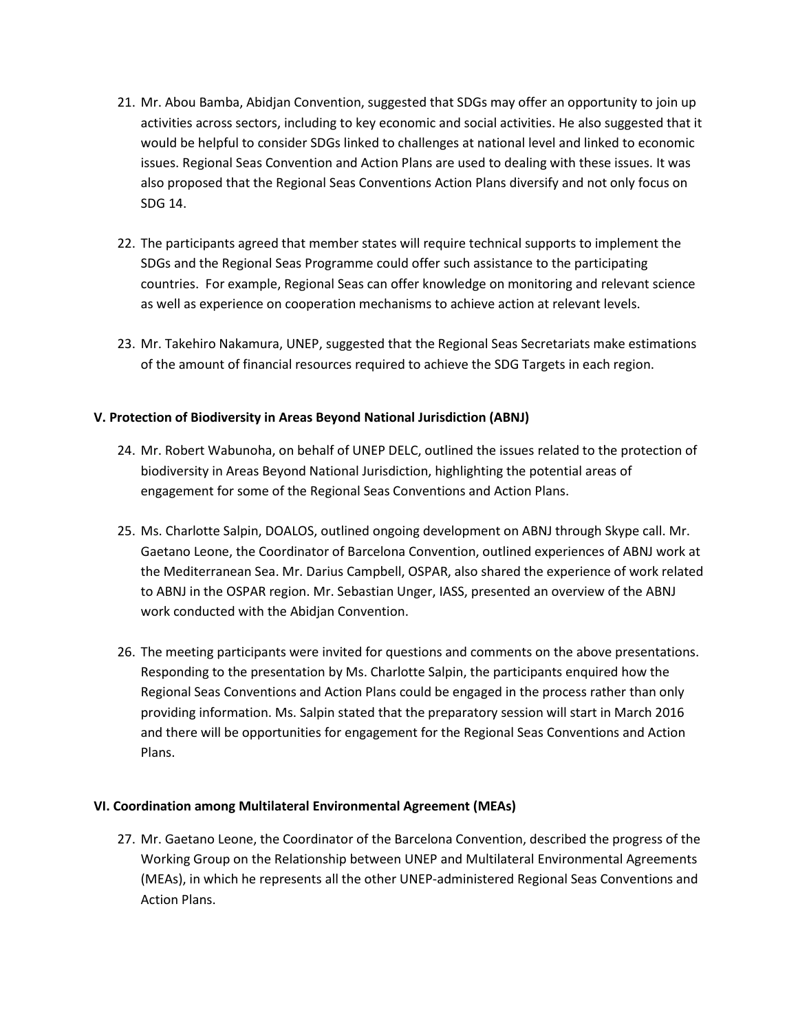21. Mr. Abou Bamba, Abidjan Convention, suggested that SDGs may offer an opportunity to join up activities across sectors, including to key economic and social activities. He also suggested that it would be helpful to consider SDGs linked to challenges at national level and linked to economic issues. Regional Seas Convention and Action Plans are used to dealing with these issues. It was also proposed that the Regional Seas Conventions Action Plans diversify and not only focus on SDG 14.

22. The participants agreed that member states will require technical supports to implement the SDGs and the Regional Seas Programme could offer such assistance to the participating countries. For example, Regional Seas can offer knowledge on monitoring and relevant science as well as experience on cooperation mechanisms to achieve action at relevant levels.

23. Mr. Takehiro Nakamura, UNEP, suggested that the Regional Seas Secretariats make estimations of the amount of financial resources required to achieve the SDG Targets in each region.

**V. Protection of Biodiversity in Areas Beyond National Jurisdiction (ABNJ)**

24. Mr. Robert Wabunoha, on behalf of UNEP DELC, outlined the issues related to the protection of biodiversity in Areas Beyond National Jurisdiction, highlighting the potential areas of engagement for some of the Regional Seas Conventions and Action Plans.

25. Ms. Charlotte Salpin, DOALOS, outlined ongoing development on ABNJ through Skype call. Mr. Gaetano Leone, the Coordinator of Barcelona Convention, outlined experiences of ABNJ work at the Mediterranean Sea. Mr. Darius Campbell, OSPAR, also shared the experience of work related to ABNJ in the OSPAR region. Mr. Sebastian Unger, IASS, presented an overview of the ABNJ work conducted with the Abidjan Convention.

26. The meeting participants were invited for questions and comments on the above presentations. Responding to the presentation by Ms. Charlotte Salpin, the participants enquired how the Regional Seas Conventions and Action Plans could be engaged in the process rather than only providing information. Ms. Salpin stated that the preparatory session will start in March 2016 and there will be opportunities for engagement for the Regional Seas Conventions and Action Plans.

**VI. Coordination among Multilateral Environmental Agreement (MEAs)**

27. Mr. Gaetano Leone, the Coordinator of the Barcelona Convention, described the progress of the Working Group on the Relationship between UNEP and Multilateral Environmental Agreements (MEAs), in which he represents all the other UNEP-administered Regional Seas Conventions and Action Plans.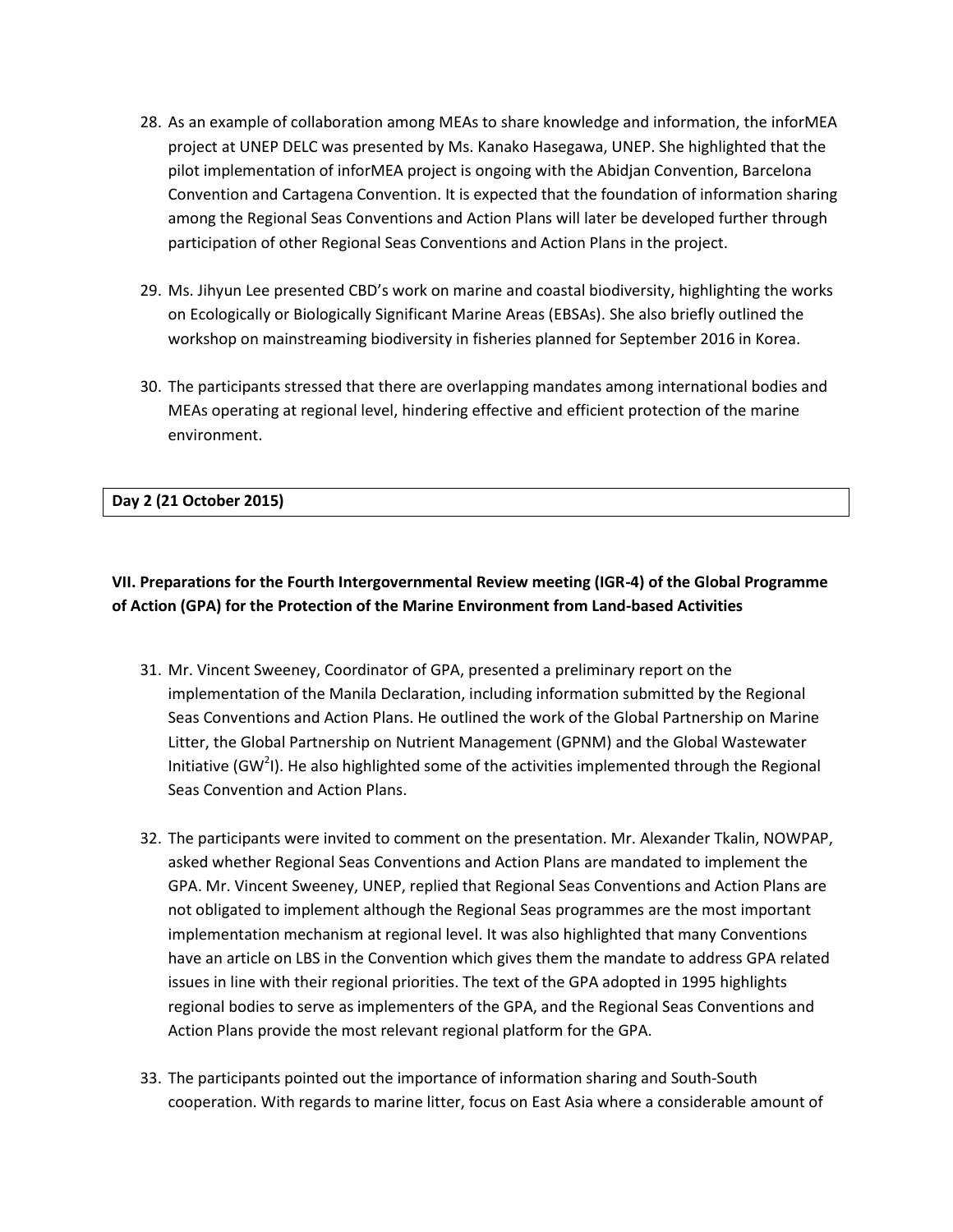28. As an example of collaboration among MEAs to share knowledge and information, the inforMEA project at UNEP DELC was presented by Ms. Kanako Hasegawa, UNEP. She highlighted that the pilot implementation of inforMEA project is ongoing with the Abidjan Convention, Barcelona Convention and Cartagena Convention. It is expected that the foundation of information sharing among the Regional Seas Conventions and Action Plans will later be developed further through participation of other Regional Seas Conventions and Action Plans in the project.

29. Ms. Jihyun Lee presented CBD's work on marine and coastal biodiversity, highlighting the works on Ecologically or Biologically Significant Marine Areas (EBSAs). She also briefly outlined the workshop on mainstreaming biodiversity in fisheries planned for September 2016 in Korea.

30. The participants stressed that there are overlapping mandates among international bodies and MEAs operating at regional level, hindering effective and efficient protection of the marine environment.

| **Day 2 (21 October 2015)** |
| --- |

### VII. Preparations for the Fourth Intergovernmental Review meeting (IGR-4) of the Global Programme of Action (GPA) for the Protection of the Marine Environment from Land-based Activities

31. Mr. Vincent Sweeney, Coordinator of GPA, presented a preliminary report on the implementation of the Manila Declaration, including information submitted by the Regional Seas Conventions and Action Plans. He outlined the work of the Global Partnership on Marine Litter, the Global Partnership on Nutrient Management (GPNM) and the Global Wastewater Initiative ($GW^2I$). He also highlighted some of the activities implemented through the Regional Seas Convention and Action Plans.

32. The participants were invited to comment on the presentation. Mr. Alexander Tkalin, NOWPAP, asked whether Regional Seas Conventions and Action Plans are mandated to implement the GPA. Mr. Vincent Sweeney, UNEP, replied that Regional Seas Conventions and Action Plans are not obligated to implement although the Regional Seas programmes are the most important implementation mechanism at regional level. It was also highlighted that many Conventions have an article on LBS in the Convention which gives them the mandate to address GPA related issues in line with their regional priorities. The text of the GPA adopted in 1995 highlights regional bodies to serve as implementers of the GPA, and the Regional Seas Conventions and Action Plans provide the most relevant regional platform for the GPA.

33. The participants pointed out the importance of information sharing and South-South cooperation. With regards to marine litter, focus on East Asia where a considerable amount of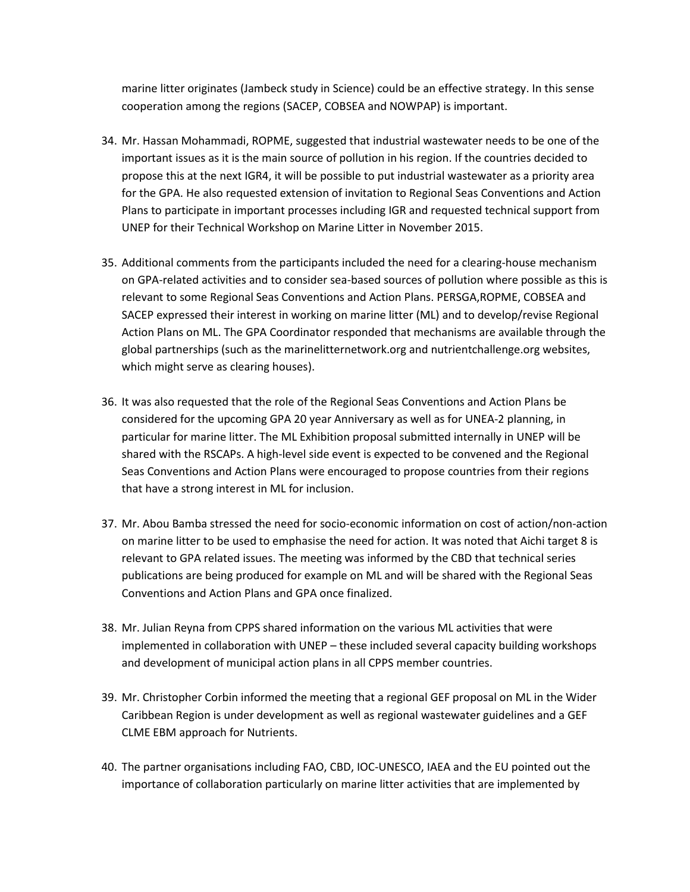marine litter originates (Jambeck study in Science) could be an effective strategy. In this sense cooperation among the regions (SACEP, COBSEA and NOWPAP) is important.

34. Mr. Hassan Mohammadi, ROPME, suggested that industrial wastewater needs to be one of the important issues as it is the main source of pollution in his region. If the countries decided to propose this at the next IGR4, it will be possible to put industrial wastewater as a priority area for the GPA. He also requested extension of invitation to Regional Seas Conventions and Action Plans to participate in important processes including IGR and requested technical support from UNEP for their Technical Workshop on Marine Litter in November 2015.

35. Additional comments from the participants included the need for a clearing-house mechanism on GPA-related activities and to consider sea-based sources of pollution where possible as this is relevant to some Regional Seas Conventions and Action Plans. PERSGA,ROPME, COBSEA and SACEP expressed their interest in working on marine litter (ML) and to develop/revise Regional Action Plans on ML. The GPA Coordinator responded that mechanisms are available through the global partnerships (such as the marinelitternetwork.org and nutrientchallenge.org websites, which might serve as clearing houses).

36. It was also requested that the role of the Regional Seas Conventions and Action Plans be considered for the upcoming GPA 20 year Anniversary as well as for UNEA-2 planning, in particular for marine litter. The ML Exhibition proposal submitted internally in UNEP will be shared with the RSCAPs. A high-level side event is expected to be convened and the Regional Seas Conventions and Action Plans were encouraged to propose countries from their regions that have a strong interest in ML for inclusion.

37. Mr. Abou Bamba stressed the need for socio-economic information on cost of action/non-action on marine litter to be used to emphasise the need for action. It was noted that Aichi target 8 is relevant to GPA related issues. The meeting was informed by the CBD that technical series publications are being produced for example on ML and will be shared with the Regional Seas Conventions and Action Plans and GPA once finalized.

38. Mr. Julian Reyna from CPPS shared information on the various ML activities that were implemented in collaboration with UNEP – these included several capacity building workshops and development of municipal action plans in all CPPS member countries.

39. Mr. Christopher Corbin informed the meeting that a regional GEF proposal on ML in the Wider Caribbean Region is under development as well as regional wastewater guidelines and a GEF CLME EBM approach for Nutrients.

40. The partner organisations including FAO, CBD, IOC-UNESCO, IAEA and the EU pointed out the importance of collaboration particularly on marine litter activities that are implemented by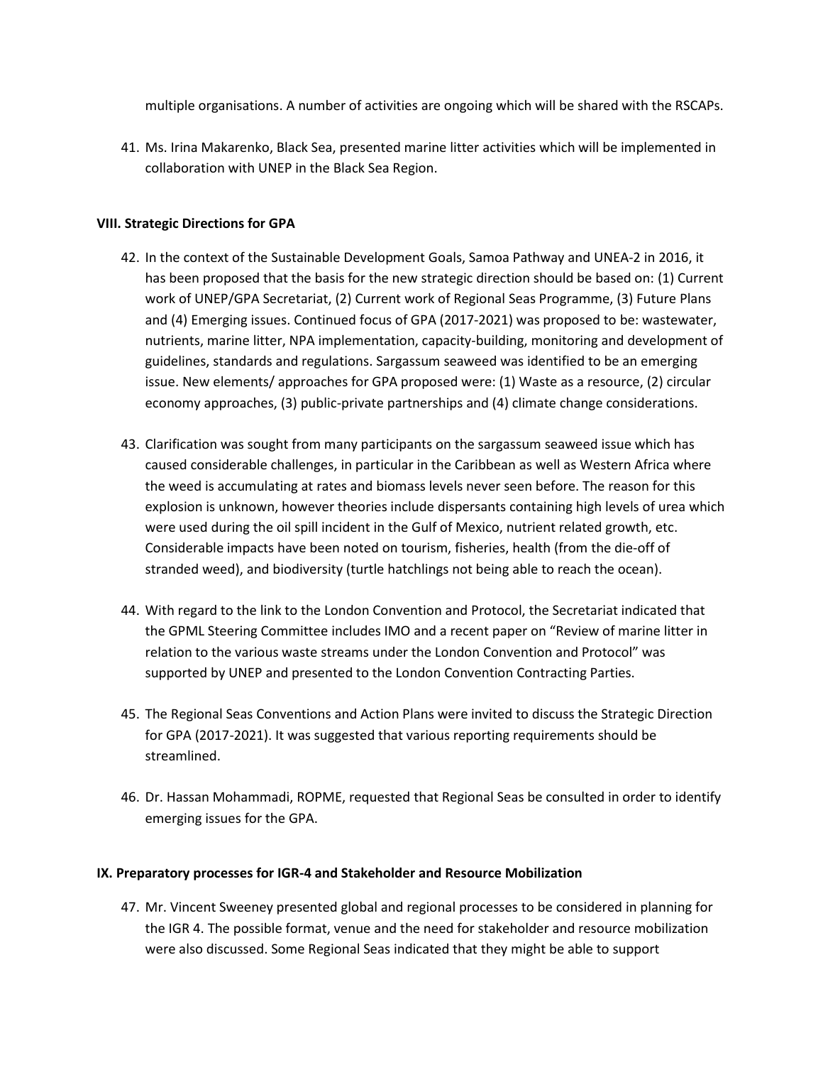multiple organisations. A number of activities are ongoing which will be shared with the RSCAPs.

41. Ms. Irina Makarenko, Black Sea, presented marine litter activities which will be implemented in collaboration with UNEP in the Black Sea Region.

**VIII. Strategic Directions for GPA**

42. In the context of the Sustainable Development Goals, Samoa Pathway and UNEA-2 in 2016, it has been proposed that the basis for the new strategic direction should be based on: (1) Current work of UNEP/GPA Secretariat, (2) Current work of Regional Seas Programme, (3) Future Plans and (4) Emerging issues. Continued focus of GPA (2017-2021) was proposed to be: wastewater, nutrients, marine litter, NPA implementation, capacity-building, monitoring and development of guidelines, standards and regulations. Sargassum seaweed was identified to be an emerging issue. New elements/ approaches for GPA proposed were: (1) Waste as a resource, (2) circular economy approaches, (3) public-private partnerships and (4) climate change considerations.

43. Clarification was sought from many participants on the sargassum seaweed issue which has caused considerable challenges, in particular in the Caribbean as well as Western Africa where the weed is accumulating at rates and biomass levels never seen before. The reason for this explosion is unknown, however theories include dispersants containing high levels of urea which were used during the oil spill incident in the Gulf of Mexico, nutrient related growth, etc. Considerable impacts have been noted on tourism, fisheries, health (from the die-off of stranded weed), and biodiversity (turtle hatchlings not being able to reach the ocean).

44. With regard to the link to the London Convention and Protocol, the Secretariat indicated that the GPML Steering Committee includes IMO and a recent paper on "Review of marine litter in relation to the various waste streams under the London Convention and Protocol" was supported by UNEP and presented to the London Convention Contracting Parties.

45. The Regional Seas Conventions and Action Plans were invited to discuss the Strategic Direction for GPA (2017-2021). It was suggested that various reporting requirements should be streamlined.

46. Dr. Hassan Mohammadi, ROPME, requested that Regional Seas be consulted in order to identify emerging issues for the GPA.

**IX. Preparatory processes for IGR-4 and Stakeholder and Resource Mobilization**

47. Mr. Vincent Sweeney presented global and regional processes to be considered in planning for the IGR 4. The possible format, venue and the need for stakeholder and resource mobilization were also discussed. Some Regional Seas indicated that they might be able to support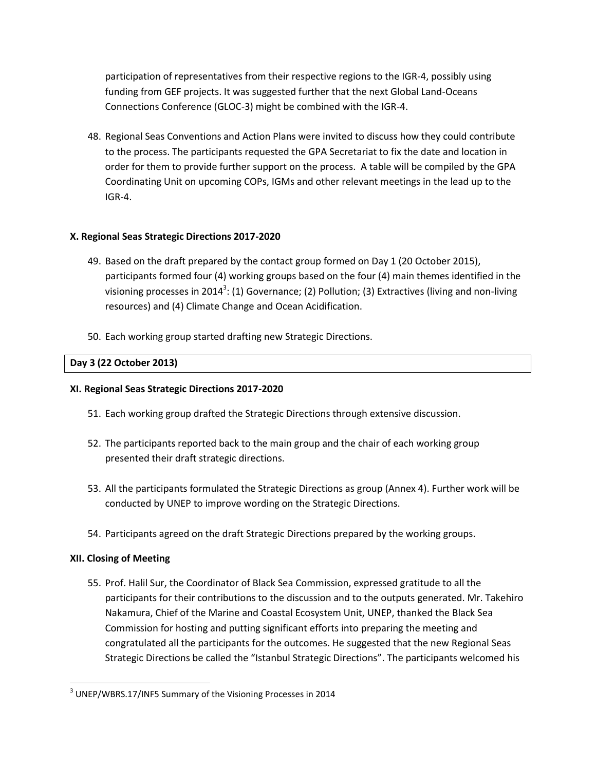participation of representatives from their respective regions to the IGR-4, possibly using funding from GEF projects. It was suggested further that the next Global Land-Oceans Connections Conference (GLOC-3) might be combined with the IGR-4.

48. Regional Seas Conventions and Action Plans were invited to discuss how they could contribute to the process. The participants requested the GPA Secretariat to fix the date and location in order for them to provide further support on the process. A table will be compiled by the GPA Coordinating Unit on upcoming COPs, IGMs and other relevant meetings in the lead up to the IGR-4.

### X. Regional Seas Strategic Directions 2017-2020

49. Based on the draft prepared by the contact group formed on Day 1 (20 October 2015), participants formed four (4) working groups based on the four (4) main themes identified in the visioning processes in 2014[3]: (1) Governance; (2) Pollution; (3) Extractives (living and non-living resources) and (4) Climate Change and Ocean Acidification.

50. Each working group started drafting new Strategic Directions.

**Day 3 (22 October 2013)**

### XI. Regional Seas Strategic Directions 2017-2020

51. Each working group drafted the Strategic Directions through extensive discussion.

52. The participants reported back to the main group and the chair of each working group presented their draft strategic directions.

53. All the participants formulated the Strategic Directions as group (Annex 4). Further work will be conducted by UNEP to improve wording on the Strategic Directions.

54. Participants agreed on the draft Strategic Directions prepared by the working groups.

### XII. Closing of Meeting

55. Prof. Halil Sur, the Coordinator of Black Sea Commission, expressed gratitude to all the participants for their contributions to the discussion and to the outputs generated. Mr. Takehiro Nakamura, Chief of the Marine and Coastal Ecosystem Unit, UNEP, thanked the Black Sea Commission for hosting and putting significant efforts into preparing the meeting and congratulated all the participants for the outcomes. He suggested that the new Regional Seas Strategic Directions be called the "Istanbul Strategic Directions". The participants welcomed his

---

[3] UNEP/WBRS.17/INF5 Summary of the Visioning Processes in 2014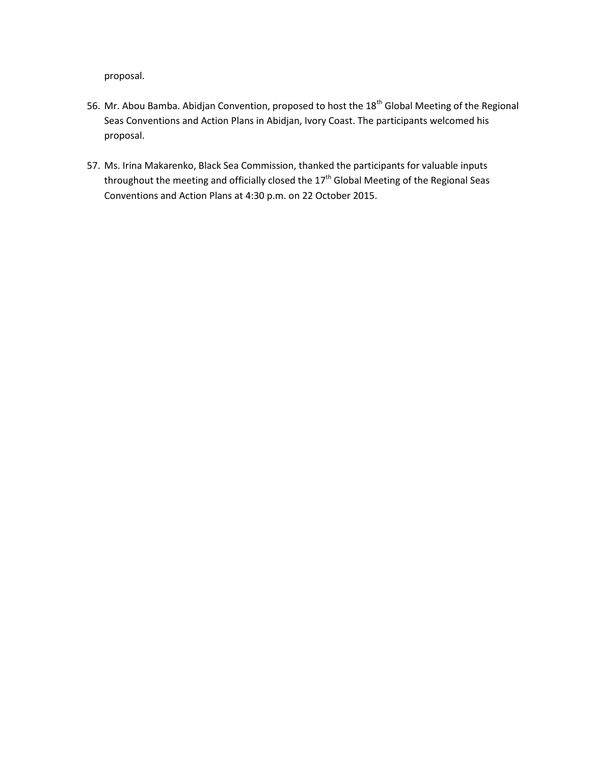proposal.

56. Mr. Abou Bamba. Abidjan Convention, proposed to host the 18th Global Meeting of the Regional Seas Conventions and Action Plans in Abidjan, Ivory Coast. The participants welcomed his proposal.

57. Ms. Irina Makarenko, Black Sea Commission, thanked the participants for valuable inputs throughout the meeting and officially closed the 17th Global Meeting of the Regional Seas Conventions and Action Plans at 4:30 p.m. on 22 October 2015.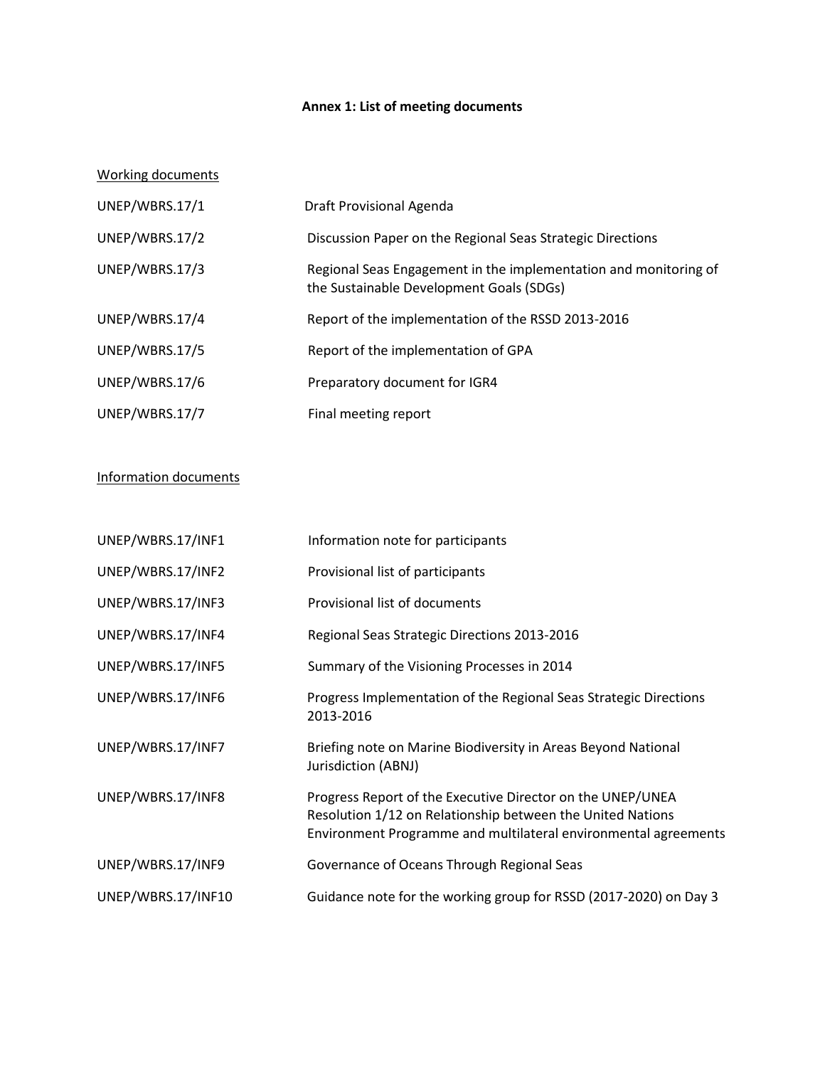**Annex 1: List of meeting documents**

<u>Working documents</u>

| | |
|---|---|
| UNEP/WBRS.17/1 | Draft Provisional Agenda |
| UNEP/WBRS.17/2 | Discussion Paper on the Regional Seas Strategic Directions |
| UNEP/WBRS.17/3 | Regional Seas Engagement in the implementation and monitoring of the Sustainable Development Goals (SDGs) |
| UNEP/WBRS.17/4 | Report of the implementation of the RSSD 2013-2016 |
| UNEP/WBRS.17/5 | Report of the implementation of GPA |
| UNEP/WBRS.17/6 | Preparatory document for IGR4 |
| UNEP/WBRS.17/7 | Final meeting report |

<u>Information documents</u>

| | |
|---|---|
| UNEP/WBRS.17/INF1 | Information note for participants |
| UNEP/WBRS.17/INF2 | Provisional list of participants |
| UNEP/WBRS.17/INF3 | Provisional list of documents |
| UNEP/WBRS.17/INF4 | Regional Seas Strategic Directions 2013-2016 |
| UNEP/WBRS.17/INF5 | Summary of the Visioning Processes in 2014 |
| UNEP/WBRS.17/INF6 | Progress Implementation of the Regional Seas Strategic Directions 2013-2016 |
| UNEP/WBRS.17/INF7 | Briefing note on Marine Biodiversity in Areas Beyond National Jurisdiction (ABNJ) |
| UNEP/WBRS.17/INF8 | Progress Report of the Executive Director on the UNEP/UNEA Resolution 1/12 on Relationship between the United Nations Environment Programme and multilateral environmental agreements |
| UNEP/WBRS.17/INF9 | Governance of Oceans Through Regional Seas |
| UNEP/WBRS.17/INF10 | Guidance note for the working group for RSSD (2017-2020) on Day 3 |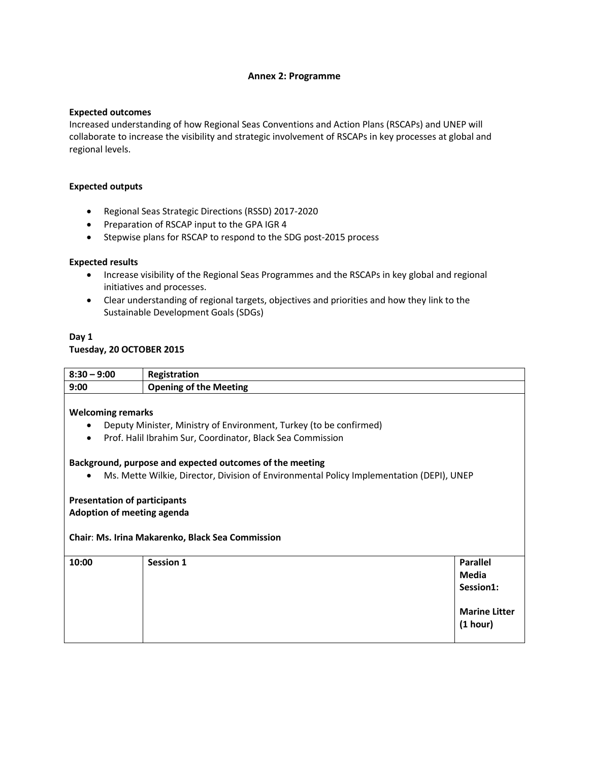## Annex 2: Programme

**Expected outcomes**

Increased understanding of how Regional Seas Conventions and Action Plans (RSCAPs) and UNEP will collaborate to increase the visibility and strategic involvement of RSCAPs in key processes at global and regional levels.

**Expected outputs**

- Regional Seas Strategic Directions (RSSD) 2017-2020
- Preparation of RSCAP input to the GPA IGR 4
- Stepwise plans for RSCAP to respond to the SDG post-2015 process

**Expected results**

- Increase visibility of the Regional Seas Programmes and the RSCAPs in key global and regional initiatives and processes.
- Clear understanding of regional targets, objectives and priorities and how they link to the Sustainable Development Goals (SDGs)

**Day 1**
**Tuesday, 20 OCTOBER 2015**

| **8:30 – 9:00** | **Registration** |
|---|---|
| **9:00** | **Opening of the Meeting** |

**Welcoming remarks**

- Deputy Minister, Ministry of Environment, Turkey (to be confirmed)
- Prof. Halil Ibrahim Sur, Coordinator, Black Sea Commission

**Background, purpose and expected outcomes of the meeting**

- Ms. Mette Wilkie, Director, Division of Environmental Policy Implementation (DEPI), UNEP

**Presentation of participants**
**Adoption of meeting agenda**

**Chair**: **Ms. Irina Makarenko, Black Sea Commission**

| **10:00** | **Session 1** | **Parallel Media Session1:** **Marine Litter (1 hour)** |
|---|---|---|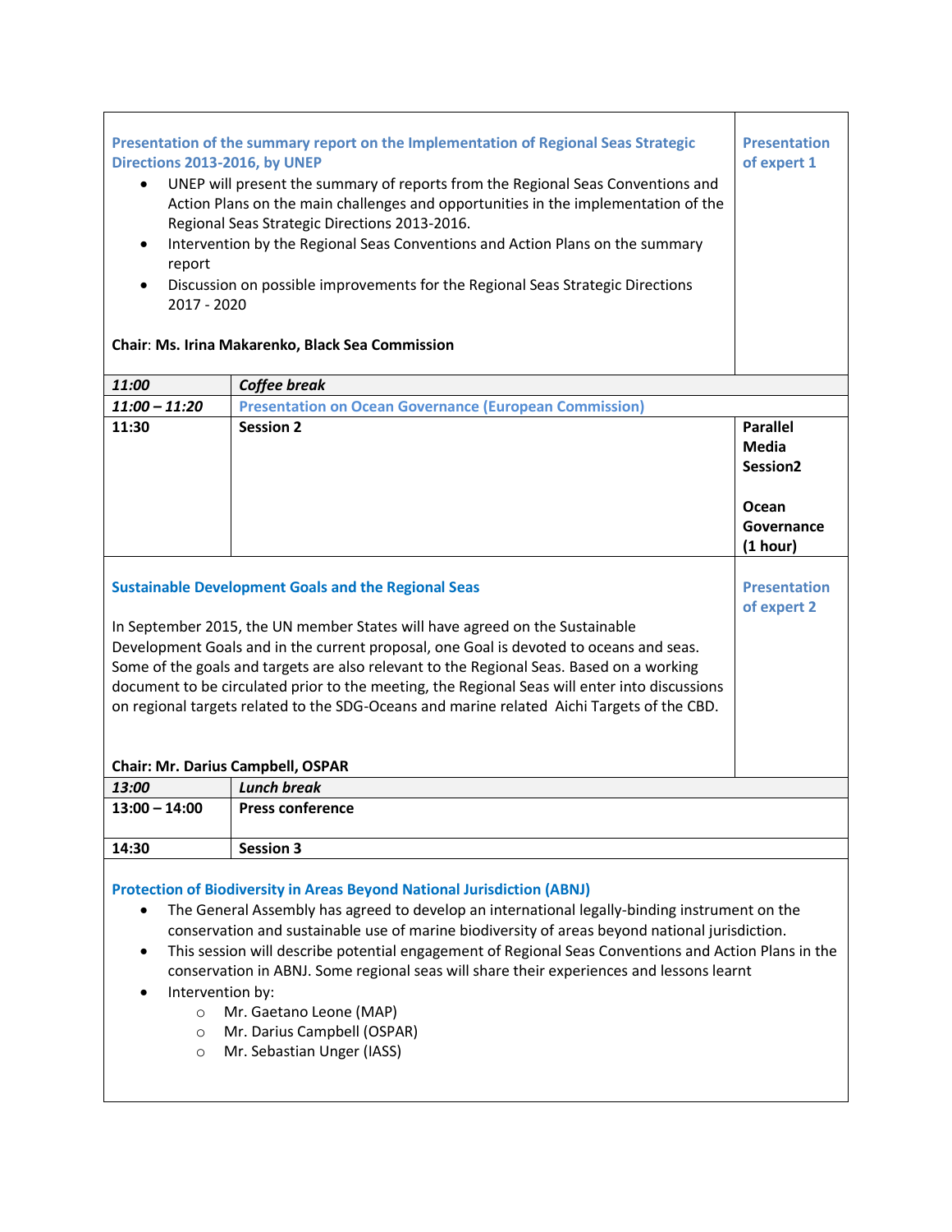| | | |
|---|---|---|
| **Presentation of the summary report on the Implementation of Regional Seas Strategic Directions 2013-2016, by UNEP**<br>• UNEP will present the summary of reports from the Regional Seas Conventions and Action Plans on the main challenges and opportunities in the implementation of the Regional Seas Strategic Directions 2013-2016.<br>• Intervention by the Regional Seas Conventions and Action Plans on the summary report<br>• Discussion on possible improvements for the Regional Seas Strategic Directions 2017 - 2020<br><br>**Chair**: **Ms. Irina Makarenko, Black Sea Commission** | | **Presentation of expert 1** |
| ***11:00*** | ***Coffee break*** | |
| ***11:00 – 11:20*** | **Presentation on Ocean Governance (European Commission)** | |
| **11:30** | **Session 2** | **Parallel Media Session2**<br><br>**Ocean Governance (1 hour)** |
| **Sustainable Development Goals and the Regional Seas**<br><br>In September 2015, the UN member States will have agreed on the Sustainable Development Goals and in the current proposal, one Goal is devoted to oceans and seas. Some of the goals and targets are also relevant to the Regional Seas. Based on a working document to be circulated prior to the meeting, the Regional Seas will enter into discussions on regional targets related to the SDG-Oceans and marine related Aichi Targets of the CBD.<br><br>**Chair: Mr. Darius Campbell, OSPAR** | | **Presentation of expert 2** |
| ***13:00*** | ***Lunch break*** | |
| **13:00 – 14:00** | **Press conference** | |
| **14:30** | **Session 3** | |
| **Protection of Biodiversity in Areas Beyond National Jurisdiction (ABNJ)**<br>• The General Assembly has agreed to develop an international legally-binding instrument on the conservation and sustainable use of marine biodiversity of areas beyond national jurisdiction.<br>• This session will describe potential engagement of Regional Seas Conventions and Action Plans in the conservation in ABNJ. Some regional seas will share their experiences and lessons learnt<br>• Intervention by:<br>  ○ Mr. Gaetano Leone (MAP)<br>  ○ Mr. Darius Campbell (OSPAR)<br>  ○ Mr. Sebastian Unger (IASS) | | |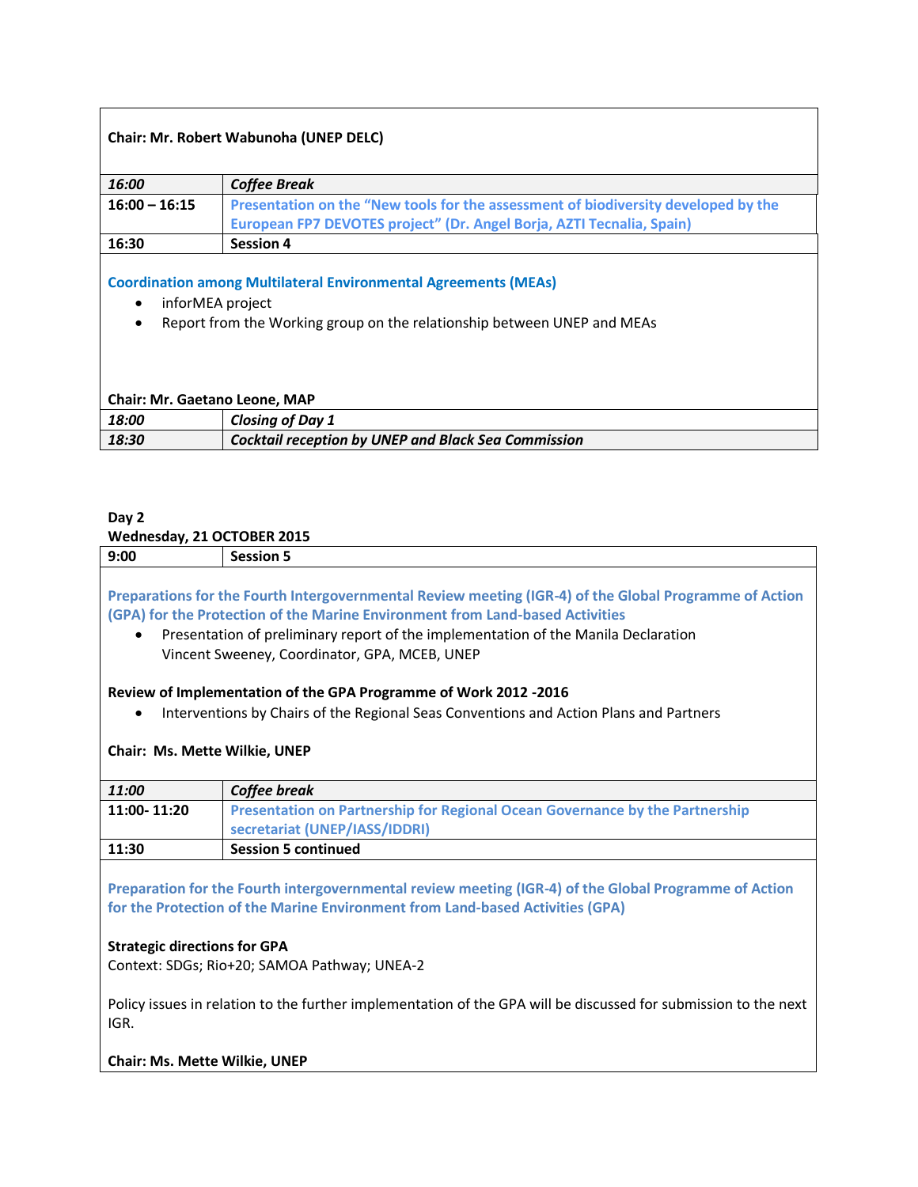**Chair: Mr. Robert Wabunoha (UNEP DELC)**

| | |
|---|---|
| ***16:00*** | ***Coffee Break*** |
| **16:00 – 16:15** | **Presentation on the "New tools for the assessment of biodiversity developed by the European FP7 DEVOTES project" (Dr. Angel Borja, AZTI Tecnalia, Spain)** |
| **16:30** | **Session 4** |

**Coordination among Multilateral Environmental Agreements (MEAs)**

- inforMEA project
- Report from the Working group on the relationship between UNEP and MEAs

**Chair: Mr. Gaetano Leone, MAP**

| | |
|---|---|
| ***18:00*** | ***Closing of Day 1*** |
| ***18:30*** | ***Cocktail reception by UNEP and Black Sea Commission*** |

**Day 2**
**Wednesday, 21 OCTOBER 2015**

| | |
|---|---|
| **9:00** | **Session 5** |

**Preparations for the Fourth Intergovernmental Review meeting (IGR-4) of the Global Programme of Action (GPA) for the Protection of the Marine Environment from Land-based Activities**

- Presentation of preliminary report of the implementation of the Manila Declaration
  Vincent Sweeney, Coordinator, GPA, MCEB, UNEP

**Review of Implementation of the GPA Programme of Work 2012 -2016**

- Interventions by Chairs of the Regional Seas Conventions and Action Plans and Partners

**Chair: Ms. Mette Wilkie, UNEP**

| | |
|---|---|
| ***11:00*** | ***Coffee break*** |
| **11:00- 11:20** | **Presentation on Partnership for Regional Ocean Governance by the Partnership secretariat (UNEP/IASS/IDDRI)** |
| **11:30** | **Session 5 continued** |

**Preparation for the Fourth intergovernmental review meeting (IGR-4) of the Global Programme of Action for the Protection of the Marine Environment from Land-based Activities (GPA)**

**Strategic directions for GPA**
Context: SDGs; Rio+20; SAMOA Pathway; UNEA-2

Policy issues in relation to the further implementation of the GPA will be discussed for submission to the next IGR.

**Chair: Ms. Mette Wilkie, UNEP**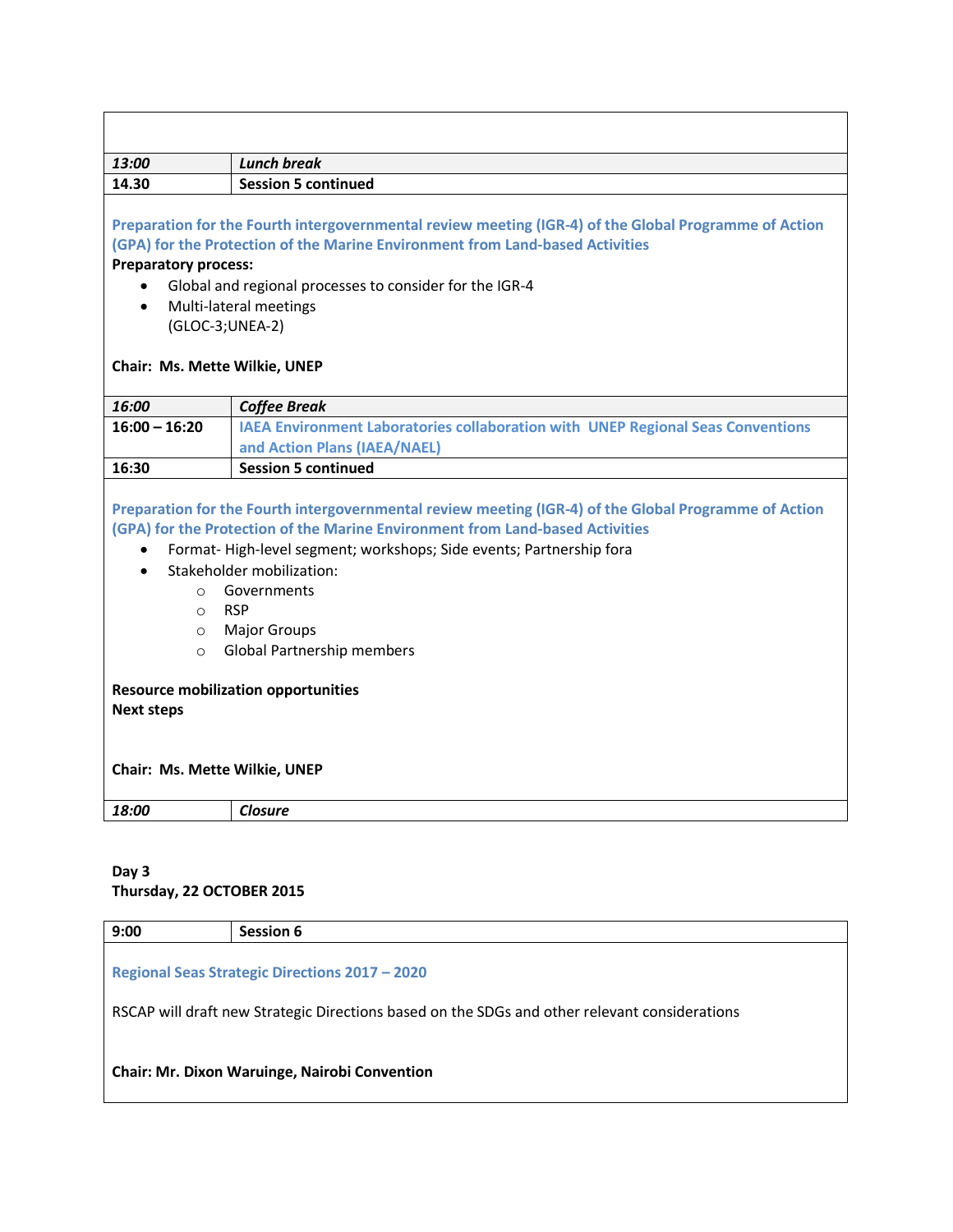| | |
|---|---|
| *13:00* | ***Lunch break*** |
| 14.30 | **Session 5 continued** |

**Preparation for the Fourth intergovernmental review meeting (IGR-4) of the Global Programme of Action (GPA) for the Protection of the Marine Environment from Land-based Activities**

**Preparatory process:**

- Global and regional processes to consider for the IGR-4
- Multi-lateral meetings
  (GLOC-3;UNEA-2)

**Chair: Ms. Mette Wilkie, UNEP**

| | |
|---|---|
| *16:00* | ***Coffee Break*** |
| 16:00 – 16:20 | **IAEA Environment Laboratories collaboration with UNEP Regional Seas Conventions and Action Plans (IAEA/NAEL)** |
| 16:30 | **Session 5 continued** |

**Preparation for the Fourth intergovernmental review meeting (IGR-4) of the Global Programme of Action (GPA) for the Protection of the Marine Environment from Land-based Activities**

- Format- High-level segment; workshops; Side events; Partnership fora
- Stakeholder mobilization:
  - Governments
  - RSP
  - Major Groups
  - Global Partnership members

**Resource mobilization opportunities**
**Next steps**

**Chair: Ms. Mette Wilkie, UNEP**

| | |
|---|---|
| *18:00* | ***Closure*** |

**Day 3**
**Thursday, 22 OCTOBER 2015**

| | |
|---|---|
| 9:00 | **Session 6** |

**Regional Seas Strategic Directions 2017 – 2020**

RSCAP will draft new Strategic Directions based on the SDGs and other relevant considerations

**Chair: Mr. Dixon Waruinge, Nairobi Convention**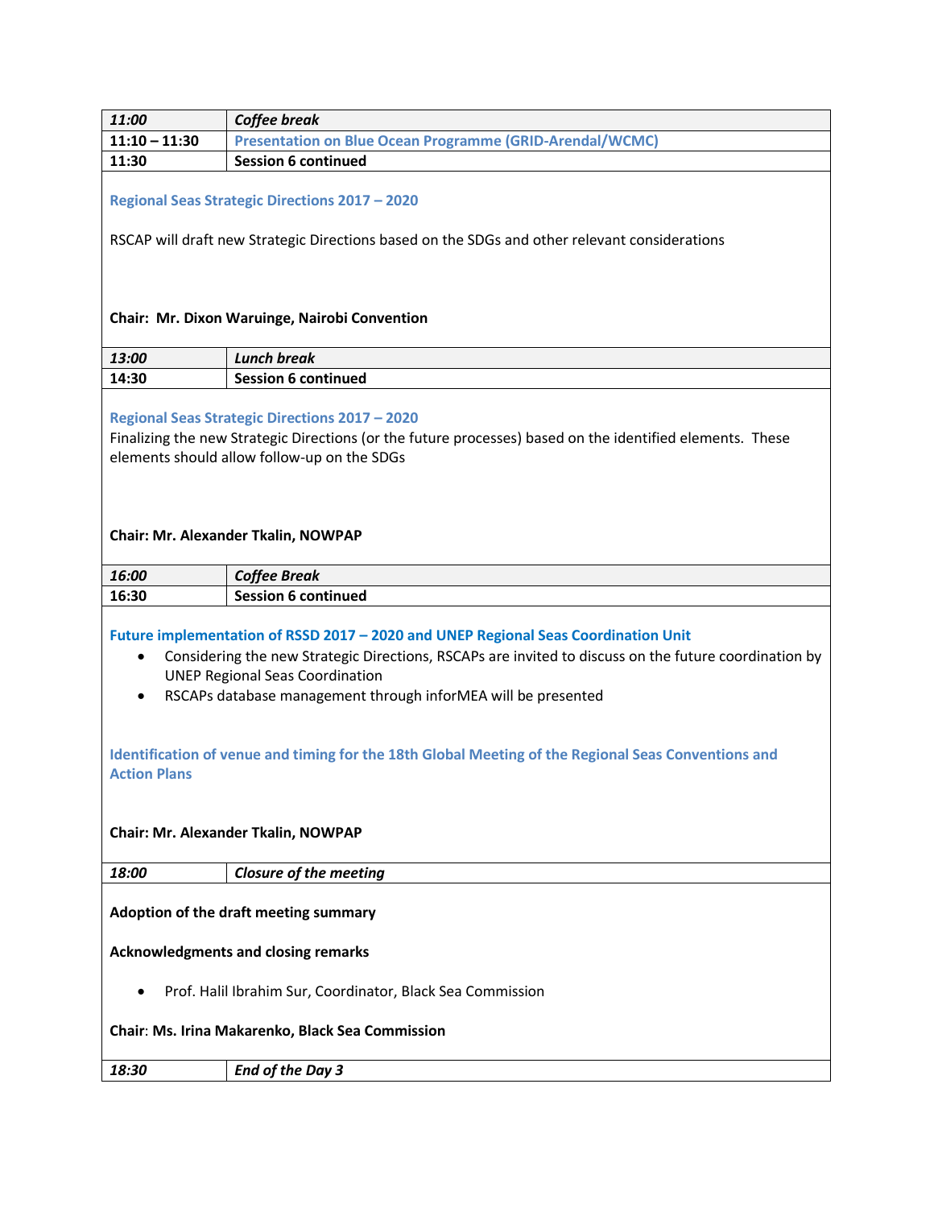| | |
|---|---|
| *11:00* | ***Coffee break*** |
| **11:10 – 11:30** | **Presentation on Blue Ocean Programme (GRID-Arendal/WCMC)** |
| **11:30** | **Session 6 continued** |

**Regional Seas Strategic Directions 2017 – 2020**

RSCAP will draft new Strategic Directions based on the SDGs and other relevant considerations

**Chair: Mr. Dixon Waruinge, Nairobi Convention**

| | |
|---|---|
| *13:00* | ***Lunch break*** |
| **14:30** | **Session 6 continued** |

**Regional Seas Strategic Directions 2017 – 2020**

Finalizing the new Strategic Directions (or the future processes) based on the identified elements. These elements should allow follow-up on the SDGs

**Chair: Mr. Alexander Tkalin, NOWPAP**

| | |
|---|---|
| *16:00* | ***Coffee Break*** |
| **16:30** | **Session 6 continued** |

**Future implementation of RSSD 2017 – 2020 and UNEP Regional Seas Coordination Unit**

- Considering the new Strategic Directions, RSCAPs are invited to discuss on the future coordination by UNEP Regional Seas Coordination
- RSCAPs database management through inforMEA will be presented

**Identification of venue and timing for the 18th Global Meeting of the Regional Seas Conventions and Action Plans**

**Chair: Mr. Alexander Tkalin, NOWPAP**

| | |
|---|---|
| *18:00* | ***Closure of the meeting*** |

**Adoption of the draft meeting summary**

**Acknowledgments and closing remarks**

- Prof. Halil Ibrahim Sur, Coordinator, Black Sea Commission

**Chair**: **Ms. Irina Makarenko, Black Sea Commission**

| | |
|---|---|
| *18:30* | ***End of the Day 3*** |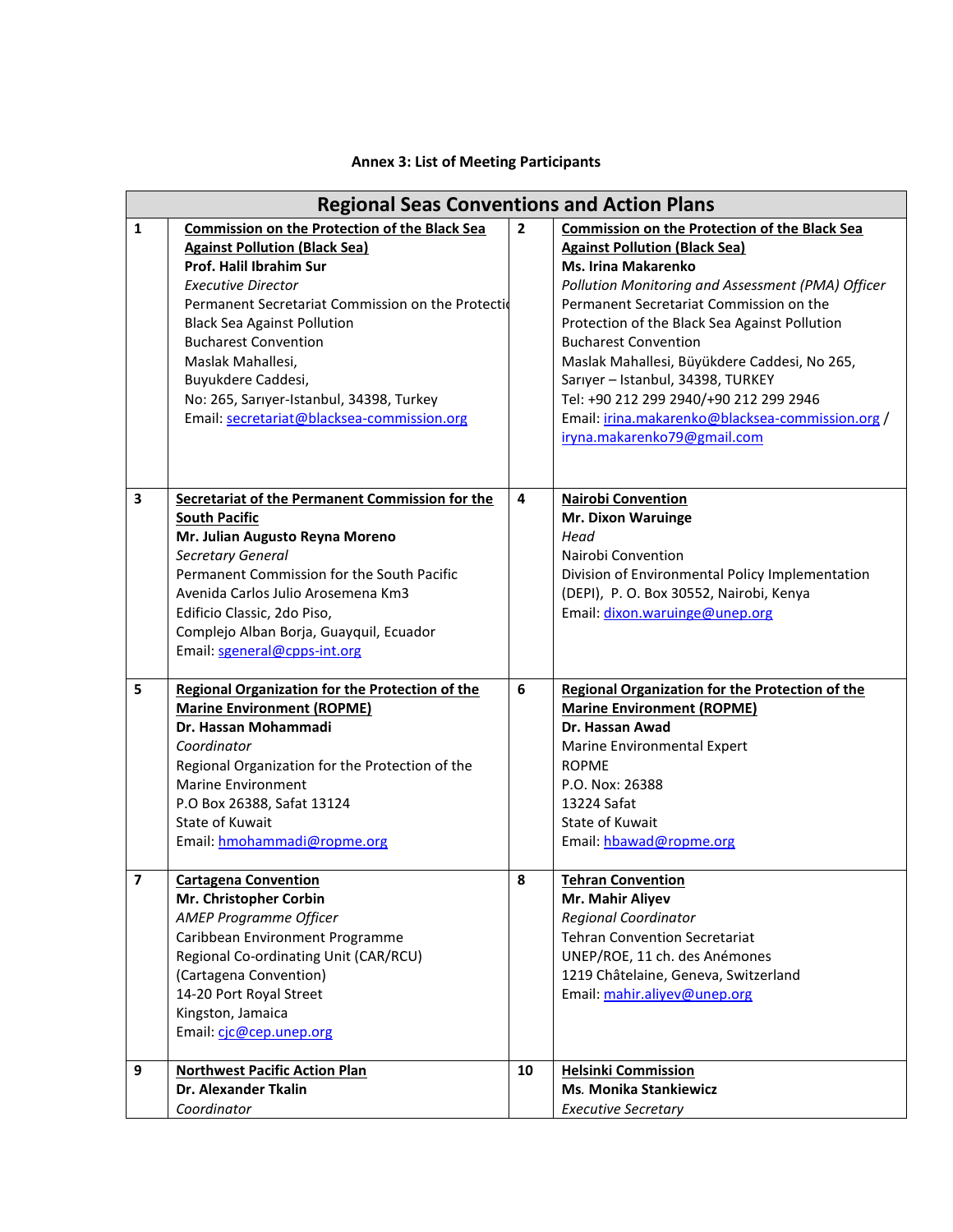**Annex 3: List of Meeting Participants**

| Regional Seas Conventions and Action Plans | | | |
|---|---|---|---|
| 1 | **Commission on the Protection of the Black Sea Against Pollution (Black Sea)**<br>**Prof. Halil Ibrahim Sur**<br>*Executive Director*<br>Permanent Secretariat Commission on the Protectio Black Sea Against Pollution<br>Bucharest Convention<br>Maslak Mahallesi,<br>Buyukdere Caddesi,<br>No: 265, Sarıyer-Istanbul, 34398, Turkey<br>Email: secretariat@blacksea-commission.org | 2 | **Commission on the Protection of the Black Sea Against Pollution (Black Sea)**<br>**Ms. Irina Makarenko**<br>*Pollution Monitoring and Assessment (PMA) Officer*<br>Permanent Secretariat Commission on the Protection of the Black Sea Against Pollution<br>Bucharest Convention<br>Maslak Mahallesi, Büyükdere Caddesi, No 265, Sarıyer – Istanbul, 34398, TURKEY<br>Tel: +90 212 299 2940/+90 212 299 2946<br>Email: irina.makarenko@blacksea-commission.org / iryna.makarenko79@gmail.com |
| 3 | **Secretariat of the Permanent Commission for the South Pacific**<br>**Mr. Julian Augusto Reyna Moreno**<br>*Secretary General*<br>Permanent Commission for the South Pacific<br>Avenida Carlos Julio Arosemena Km3<br>Edificio Classic, 2do Piso,<br>Complejo Alban Borja, Guayquil, Ecuador<br>Email: sgeneral@cpps-int.org | 4 | **Nairobi Convention**<br>**Mr. Dixon Waruinge**<br>*Head*<br>Nairobi Convention<br>Division of Environmental Policy Implementation (DEPI), P. O. Box 30552, Nairobi, Kenya<br>Email: dixon.waruinge@unep.org |
| 5 | **Regional Organization for the Protection of the Marine Environment (ROPME)**<br>**Dr. Hassan Mohammadi**<br>*Coordinator*<br>Regional Organization for the Protection of the Marine Environment<br>P.O Box 26388, Safat 13124<br>State of Kuwait<br>Email: hmohammadi@ropme.org | 6 | **Regional Organization for the Protection of the Marine Environment (ROPME)**<br>**Dr. Hassan Awad**<br>Marine Environmental Expert<br>ROPME<br>P.O. Nox: 26388<br>13224 Safat<br>State of Kuwait<br>Email: hbawad@ropme.org |
| 7 | **Cartagena Convention**<br>**Mr. Christopher Corbin**<br>*AMEP Programme Officer*<br>Caribbean Environment Programme<br>Regional Co-ordinating Unit (CAR/RCU)<br>(Cartagena Convention)<br>14-20 Port Royal Street<br>Kingston, Jamaica<br>Email: cjc@cep.unep.org | 8 | **Tehran Convention**<br>**Mr. Mahir Aliyev**<br>*Regional Coordinator*<br>Tehran Convention Secretariat<br>UNEP/ROE, 11 ch. des Anémones<br>1219 Châtelaine, Geneva, Switzerland<br>Email: mahir.aliyev@unep.org |
| 9 | **Northwest Pacific Action Plan**<br>**Dr. Alexander Tkalin**<br>*Coordinator* | 10 | **Helsinki Commission**<br>**Ms. Monika Stankiewicz**<br>*Executive Secretary* |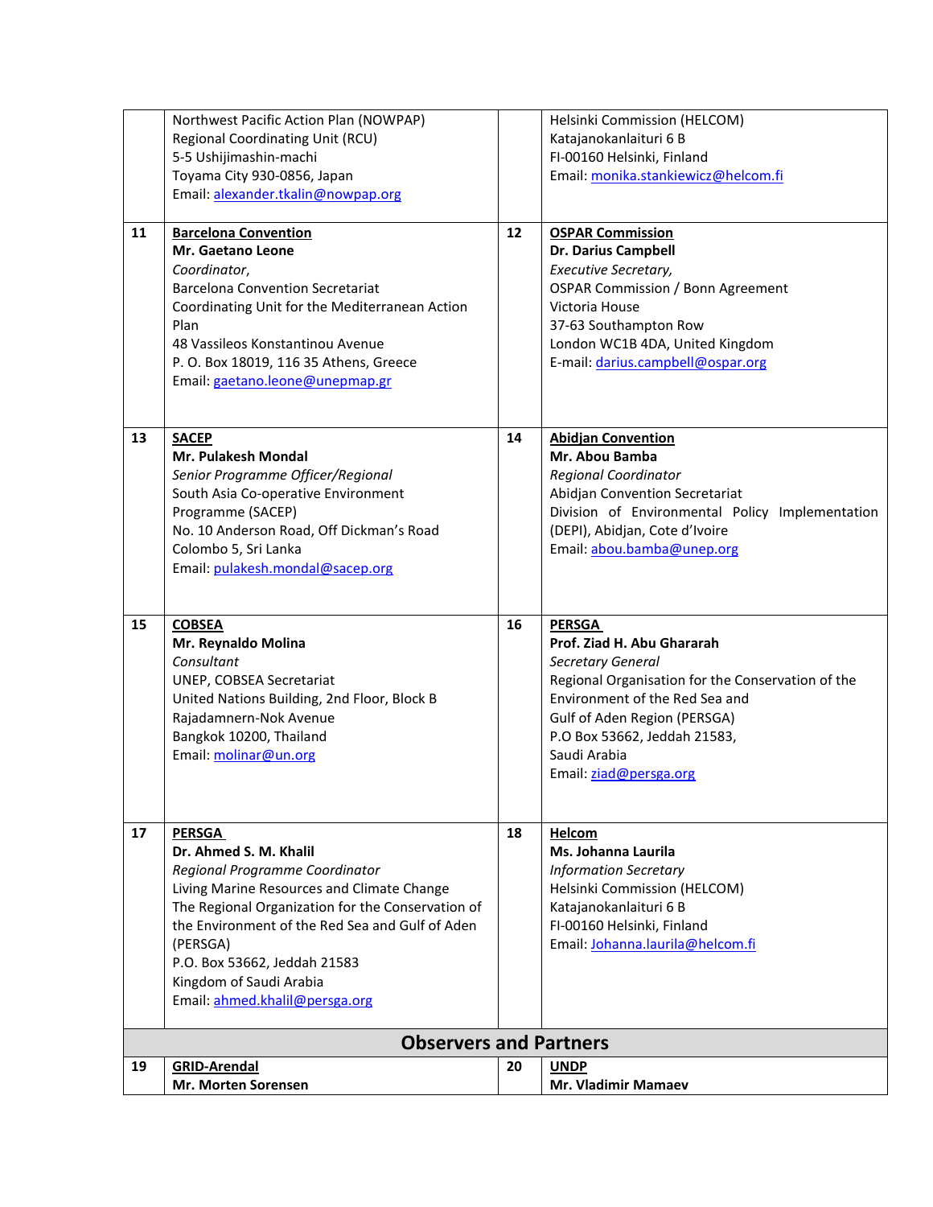| | | | |
|---|---|---|---|
| | Northwest Pacific Action Plan (NOWPAP)<br>Regional Coordinating Unit (RCU)<br>5-5 Ushijimashin-machi<br>Toyama City 930-0856, Japan<br>Email: alexander.tkalin@nowpap.org | | Helsinki Commission (HELCOM)<br>Katajanokanlaituri 6 B<br>FI-00160 Helsinki, Finland<br>Email: monika.stankiewicz@helcom.fi |
| **11** | **Barcelona Convention**<br>**Mr. Gaetano Leone**<br>*Coordinator,*<br>Barcelona Convention Secretariat<br>Coordinating Unit for the Mediterranean Action Plan<br>48 Vassileos Konstantinou Avenue<br>P. O. Box 18019, 116 35 Athens, Greece<br>Email: gaetano.leone@unepmap.gr | **12** | **OSPAR Commission**<br>**Dr. Darius Campbell**<br>*Executive Secretary,*<br>OSPAR Commission / Bonn Agreement<br>Victoria House<br>37-63 Southampton Row<br>London WC1B 4DA, United Kingdom<br>E-mail: darius.campbell@ospar.org |
| **13** | **SACEP**<br>**Mr. Pulakesh Mondal**<br>*Senior Programme Officer/Regional*<br>South Asia Co-operative Environment Programme (SACEP)<br>No. 10 Anderson Road, Off Dickman's Road<br>Colombo 5, Sri Lanka<br>Email: pulakesh.mondal@sacep.org | **14** | **Abidjan Convention**<br>**Mr. Abou Bamba**<br>*Regional Coordinator*<br>Abidjan Convention Secretariat<br>Division of Environmental Policy Implementation (DEPI), Abidjan, Cote d'Ivoire<br>Email: abou.bamba@unep.org |
| **15** | **COBSEA**<br>**Mr. Reynaldo Molina**<br>*Consultant*<br>UNEP, COBSEA Secretariat<br>United Nations Building, 2nd Floor, Block B<br>Rajadamnern-Nok Avenue<br>Bangkok 10200, Thailand<br>Email: molinar@un.org | **16** | **PERSGA**<br>**Prof. Ziad H. Abu Ghararah**<br>*Secretary General*<br>Regional Organisation for the Conservation of the Environment of the Red Sea and Gulf of Aden Region (PERSGA)<br>P.O Box 53662, Jeddah 21583,<br>Saudi Arabia<br>Email: ziad@persga.org |
| **17** | **PERSGA**<br>**Dr. Ahmed S. M. Khalil**<br>*Regional Programme Coordinator*<br>Living Marine Resources and Climate Change<br>The Regional Organization for the Conservation of the Environment of the Red Sea and Gulf of Aden (PERSGA)<br>P.O. Box 53662, Jeddah 21583<br>Kingdom of Saudi Arabia<br>Email: ahmed.khalil@persga.org | **18** | **Helcom**<br>**Ms. Johanna Laurila**<br>*Information Secretary*<br>Helsinki Commission (HELCOM)<br>Katajanokanlaituri 6 B<br>FI-00160 Helsinki, Finland<br>Email: Johanna.laurila@helcom.fi |
| | **Observers and Partners** | | |
| **19** | **GRID-Arendal**<br>**Mr. Morten Sorensen** | **20** | **UNDP**<br>**Mr. Vladimir Mamaev** |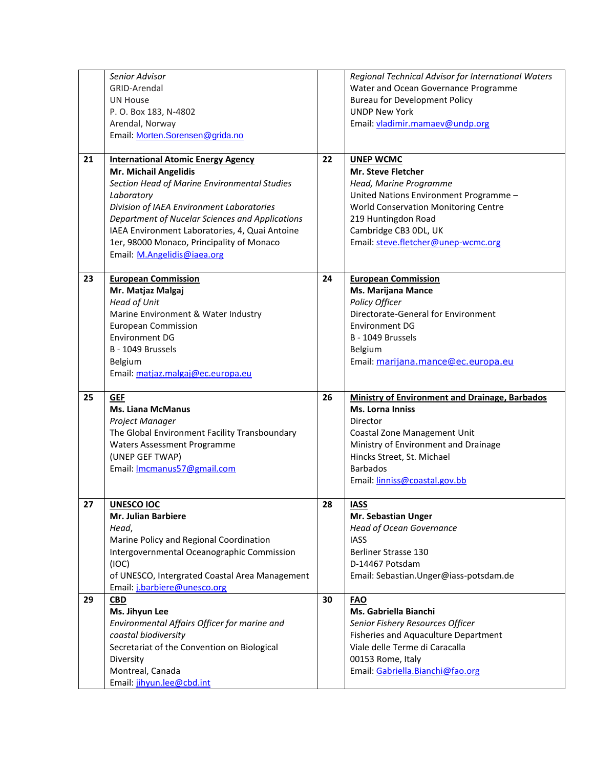| | | | |
|---|---|---|---|
| | *Senior Advisor*<br>GRID-Arendal<br>UN House<br>P. O. Box 183, N-4802<br>Arendal, Norway<br>Email: Morten.Sorensen@grida.no | | *Regional Technical Advisor for International Waters*<br>Water and Ocean Governance Programme<br>Bureau for Development Policy<br>UNDP New York<br>Email: vladimir.mamaev@undp.org |
| **21** | **International Atomic Energy Agency**<br>**Mr. Michail Angelidis**<br>*Section Head of Marine Environmental Studies Laboratory*<br>*Division of IAEA Environment Laboratories*<br>*Department of Nuclear Sciences and Applications*<br>IAEA Environment Laboratories, 4, Quai Antoine 1er, 98000 Monaco, Principality of Monaco<br>Email: M.Angelidis@iaea.org | **22** | **UNEP WCMC**<br>**Mr. Steve Fletcher**<br>*Head, Marine Programme*<br>United Nations Environment Programme – World Conservation Monitoring Centre<br>219 Huntingdon Road<br>Cambridge CB3 0DL, UK<br>Email: steve.fletcher@unep-wcmc.org |
| **23** | **European Commission**<br>**Mr. Matjaz Malgaj**<br>*Head of Unit*<br>Marine Environment & Water Industry<br>European Commission<br>Environment DG<br>B - 1049 Brussels<br>Belgium<br>Email: matjaz.malgaj@ec.europa.eu | **24** | **European Commission**<br>**Ms. Marijana Mance**<br>*Policy Officer*<br>Directorate-General for Environment<br>Environment DG<br>B - 1049 Brussels<br>Belgium<br>Email: marijana.mance@ec.europa.eu |
| **25** | **GEF**<br>**Ms. Liana McManus**<br>*Project Manager*<br>The Global Environment Facility Transboundary Waters Assessment Programme<br>(UNEP GEF TWAP)<br>Email: lmcmanus57@gmail.com | **26** | **Ministry of Environment and Drainage, Barbados**<br>**Ms. Lorna Inniss**<br>Director<br>Coastal Zone Management Unit<br>Ministry of Environment and Drainage<br>Hincks Street, St. Michael<br>Barbados<br>Email: linniss@coastal.gov.bb |
| **27** | **UNESCO IOC**<br>**Mr. Julian Barbiere**<br>*Head,*<br>Marine Policy and Regional Coordination<br>Intergovernmental Oceanographic Commission (IOC)<br>of UNESCO, Intergrated Coastal Area Management<br>Email: j.barbiere@unesco.org | **28** | **IASS**<br>**Mr. Sebastian Unger**<br>*Head of Ocean Governance*<br>IASS<br>Berliner Strasse 130<br>D-14467 Potsdam<br>Email: Sebastian.Unger@iass-potsdam.de |
| **29** | **CBD**<br>**Ms. Jihyun Lee**<br>*Environmental Affairs Officer for marine and coastal biodiversity*<br>Secretariat of the Convention on Biological Diversity<br>Montreal, Canada<br>Email: jihyun.lee@cbd.int | **30** | **FAO**<br>**Ms. Gabriella Bianchi**<br>*Senior Fishery Resources Officer*<br>Fisheries and Aquaculture Department<br>Viale delle Terme di Caracalla<br>00153 Rome, Italy<br>Email: Gabriella.Bianchi@fao.org |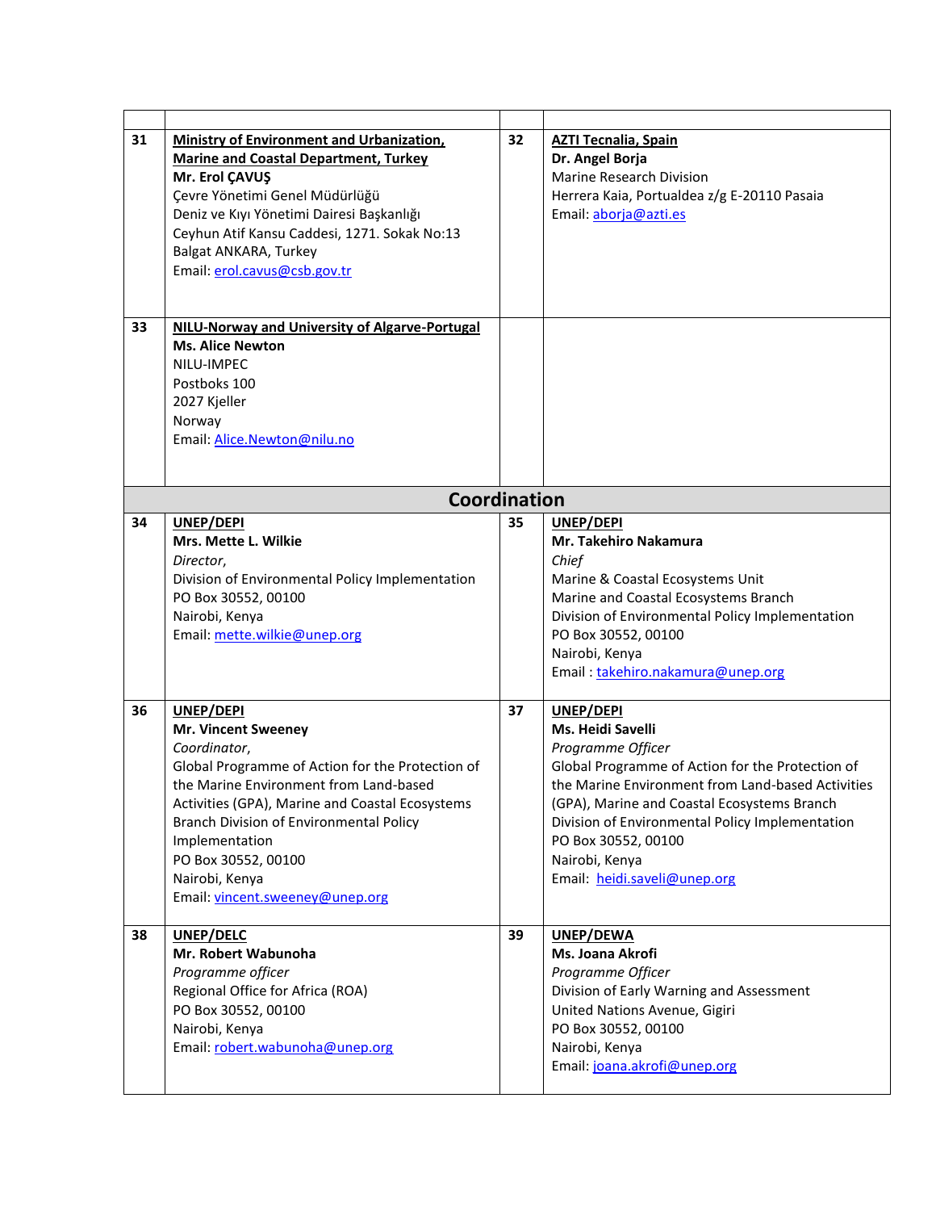| | | | |
|---|---|---|---|
| 31 | **Ministry of Environment and Urbanization, Marine and Coastal Department, Turkey**<br>**Mr. Erol ÇAVUŞ**<br>Çevre Yönetimi Genel Müdürlüğü<br>Deniz ve Kıyı Yönetimi Dairesi Başkanlığı<br>Ceyhun Atif Kansu Caddesi, 1271. Sokak No:13<br>Balgat ANKARA, Turkey<br>Email: erol.cavus@csb.gov.tr | 32 | **AZTI Tecnalia, Spain**<br>**Dr. Angel Borja**<br>Marine Research Division<br>Herrera Kaia, Portualdea z/g E-20110 Pasaia<br>Email: aborja@azti.es |
| 33 | **NILU-Norway and University of Algarve-Portugal**<br>**Ms. Alice Newton**<br>NILU-IMPEC<br>Postboks 100<br>2027 Kjeller<br>Norway<br>Email: Alice.Newton@nilu.no | | |
| | **Coordination** | | |
| 34 | **UNEP/DEPI**<br>**Mrs. Mette L. Wilkie**<br>*Director*,<br>Division of Environmental Policy Implementation<br>PO Box 30552, 00100<br>Nairobi, Kenya<br>Email: mette.wilkie@unep.org | 35 | **UNEP/DEPI**<br>**Mr. Takehiro Nakamura**<br>*Chief*<br>Marine & Coastal Ecosystems Unit<br>Marine and Coastal Ecosystems Branch<br>Division of Environmental Policy Implementation<br>PO Box 30552, 00100<br>Nairobi, Kenya<br>Email : takehiro.nakamura@unep.org |
| 36 | **UNEP/DEPI**<br>**Mr. Vincent Sweeney**<br>*Coordinator*,<br>Global Programme of Action for the Protection of the Marine Environment from Land-based Activities (GPA), Marine and Coastal Ecosystems Branch Division of Environmental Policy Implementation<br>PO Box 30552, 00100<br>Nairobi, Kenya<br>Email: vincent.sweeney@unep.org | 37 | **UNEP/DEPI**<br>**Ms. Heidi Savelli**<br>*Programme Officer*<br>Global Programme of Action for the Protection of the Marine Environment from Land-based Activities (GPA), Marine and Coastal Ecosystems Branch<br>Division of Environmental Policy Implementation<br>PO Box 30552, 00100<br>Nairobi, Kenya<br>Email: heidi.saveli@unep.org |
| 38 | **UNEP/DELC**<br>**Mr. Robert Wabunoha**<br>*Programme officer*<br>Regional Office for Africa (ROA)<br>PO Box 30552, 00100<br>Nairobi, Kenya<br>Email: robert.wabunoha@unep.org | 39 | **UNEP/DEWA**<br>**Ms. Joana Akrofi**<br>*Programme Officer*<br>Division of Early Warning and Assessment<br>United Nations Avenue, Gigiri<br>PO Box 30552, 00100<br>Nairobi, Kenya<br>Email: joana.akrofi@unep.org |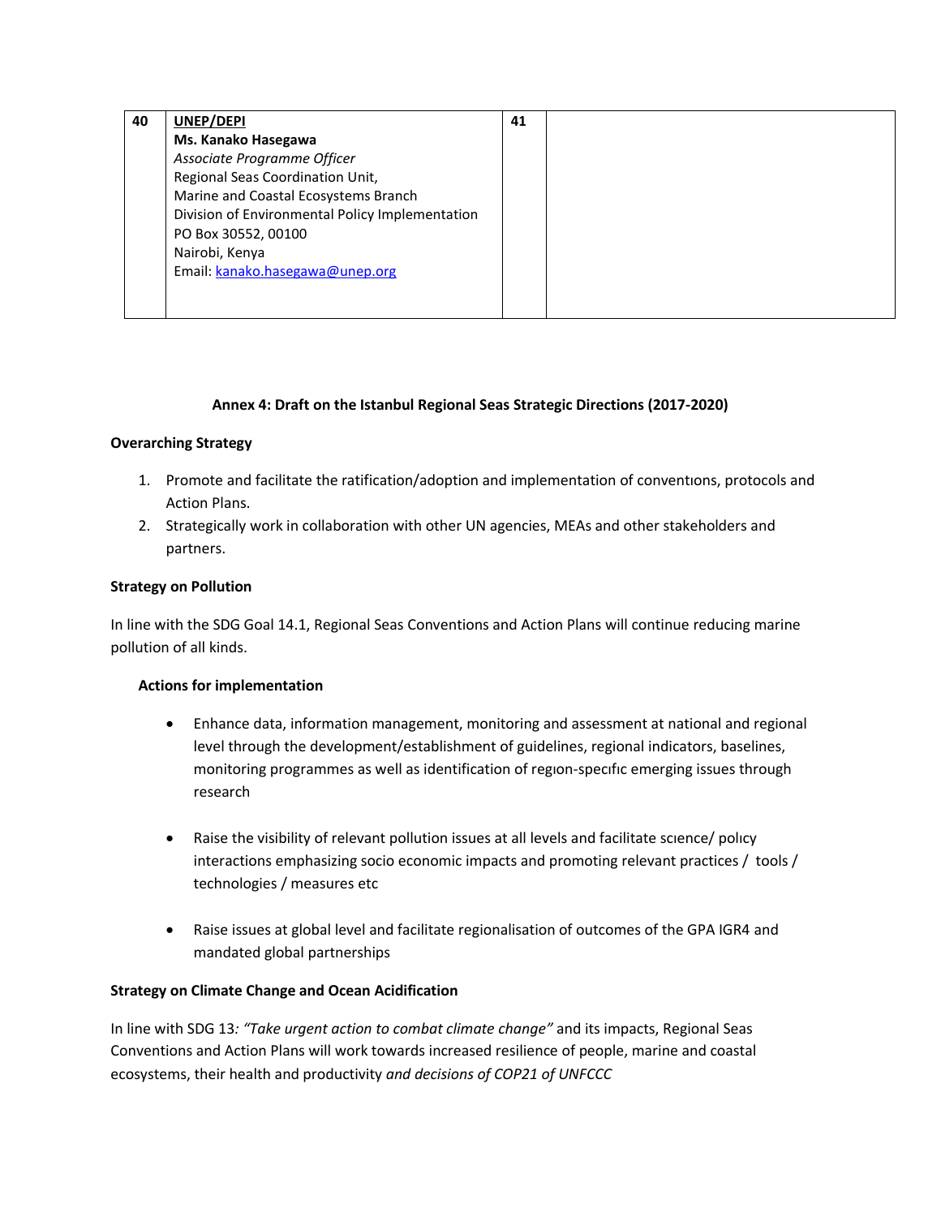| 40 | **UNEP/DEPI**<br>**Ms. Kanako Hasegawa**<br>*Associate Programme Officer*<br>Regional Seas Coordination Unit,<br>Marine and Coastal Ecosystems Branch<br>Division of Environmental Policy Implementation<br>PO Box 30552, 00100<br>Nairobi, Kenya<br>Email: kanako.hasegawa@unep.org | 41 | |
|---|---|---|---|

**Annex 4: Draft on the Istanbul Regional Seas Strategic Directions (2017-2020)**

**Overarching Strategy**

1. Promote and facilitate the ratification/adoption and implementation of conventıons, protocols and Action Plans.
2. Strategically work in collaboration with other UN agencies, MEAs and other stakeholders and partners.

**Strategy on Pollution**

In line with the SDG Goal 14.1, Regional Seas Conventions and Action Plans will continue reducing marine pollution of all kinds.

**Actions for implementation**

- Enhance data, information management, monitoring and assessment at national and regional level through the development/establishment of guidelines, regional indicators, baselines, monitoring programmes as well as identification of regıon-specıfic emerging issues through research
- Raise the visibility of relevant pollution issues at all levels and facilitate scıence/ polıcy interactions emphasizing socio economic impacts and promoting relevant practices / tools / technologies / measures etc
- Raise issues at global level and facilitate regionalisation of outcomes of the GPA IGR4 and mandated global partnerships

**Strategy on Climate Change and Ocean Acidification**

In line with SDG 13*: "Take urgent action to combat climate change"* and its impacts, Regional Seas Conventions and Action Plans will work towards increased resilience of people, marine and coastal ecosystems, their health and productivity *and decisions of COP21 of UNFCCC*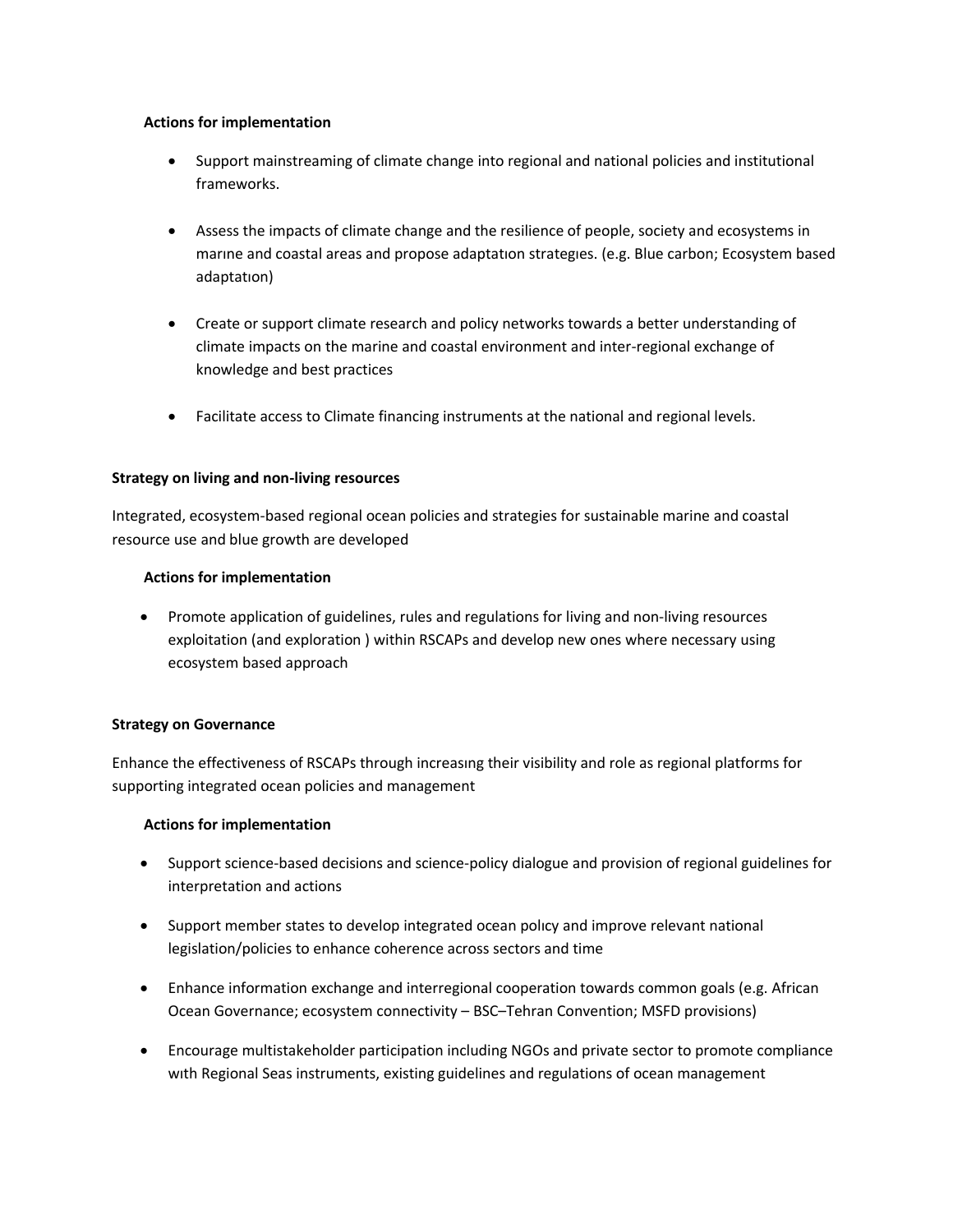**Actions for implementation**

- Support mainstreaming of climate change into regional and national policies and institutional frameworks.
- Assess the impacts of climate change and the resilience of people, society and ecosystems in marıne and coastal areas and propose adaptatıon strategıes. (e.g. Blue carbon; Ecosystem based adaptatıon)
- Create or support climate research and policy networks towards a better understanding of climate impacts on the marine and coastal environment and inter-regional exchange of knowledge and best practices
- Facilitate access to Climate financing instruments at the national and regional levels.

**Strategy on living and non-living resources**

Integrated, ecosystem-based regional ocean policies and strategies for sustainable marine and coastal resource use and blue growth are developed

**Actions for implementation**

- Promote application of guidelines, rules and regulations for living and non-living resources exploitation (and exploration ) within RSCAPs and develop new ones where necessary using ecosystem based approach

**Strategy on Governance**

Enhance the effectiveness of RSCAPs through increasıng their visibility and role as regional platforms for supporting integrated ocean policies and management

**Actions for implementation**

- Support science-based decisions and science-policy dialogue and provision of regional guidelines for interpretation and actions
- Support member states to develop integrated ocean polıcy and improve relevant national legislation/policies to enhance coherence across sectors and time
- Enhance information exchange and interregional cooperation towards common goals (e.g. African Ocean Governance; ecosystem connectivity – BSC–Tehran Convention; MSFD provisions)
- Encourage multistakeholder participation including NGOs and private sector to promote compliance wıth Regional Seas instruments, existing guidelines and regulations of ocean management